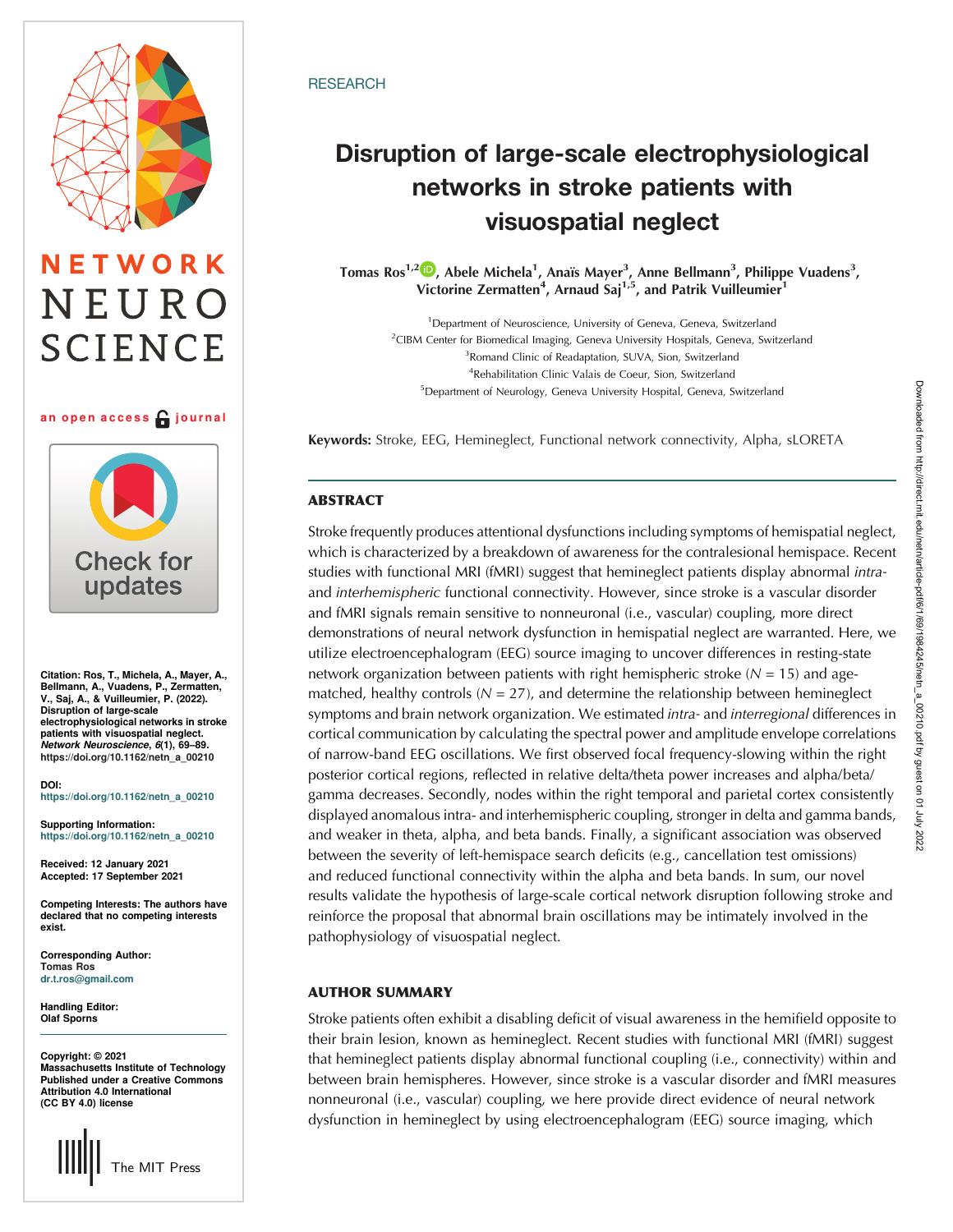RESEARCH

# Disruption of large-scale electrophysiological networks in stroke patients with visuospatial neglect

**Tomas Ros[1,2], Abele Michela[1], Anaïs Mayer[3], Anne Bellmann[3], Philippe Vuadens[3], Victorine Zermatten[4], Arnaud Saj[1,5], and Patrik Vuilleumier[1]**

[1]Department of Neuroscience, University of Geneva, Geneva, Switzerland
[2]CIBM Center for Biomedical Imaging, Geneva University Hospitals, Geneva, Switzerland
[3]Romand Clinic of Readaptation, SUVA, Sion, Switzerland
[4]Rehabilitation Clinic Valais de Coeur, Sion, Switzerland
[5]Department of Neurology, Geneva University Hospital, Geneva, Switzerland

**Keywords:** Stroke, EEG, Hemineglect, Functional network connectivity, Alpha, sLORETA

Citation: Ros, T., Michela, A., Mayer, A., Bellmann, A., Vuadens, P., Zermatten, V., Saj, A., & Vuilleumier, P. (2022). Disruption of large-scale electrophysiological networks in stroke patients with visuospatial neglect. *Network Neuroscience*, *6*(1), 69–89. https://doi.org/10.1162/netn_a_00210

DOI: https://doi.org/10.1162/netn_a_00210

Supporting Information: https://doi.org/10.1162/netn_a_00210

Received: 12 January 2021
Accepted: 17 September 2021

Competing Interests: The authors have declared that no competing interests exist.

Corresponding Author: Tomas Ros dr.t.ros@gmail.com

Handling Editor: Olaf Sporns

Copyright: © 2021 Massachusetts Institute of Technology Published under a Creative Commons Attribution 4.0 International (CC BY 4.0) license

## ABSTRACT

Stroke frequently produces attentional dysfunctions including symptoms of hemispatial neglect, which is characterized by a breakdown of awareness for the contralesional hemispace. Recent studies with functional MRI (fMRI) suggest that hemineglect patients display abnormal *intra-* and *interhemispheric* functional connectivity. However, since stroke is a vascular disorder and fMRI signals remain sensitive to nonneuronal (i.e., vascular) coupling, more direct demonstrations of neural network dysfunction in hemispatial neglect are warranted. Here, we utilize electroencephalogram (EEG) source imaging to uncover differences in resting-state network organization between patients with right hemispheric stroke ($N = 15$) and age-matched, healthy controls ($N = 27$), and determine the relationship between hemineglect symptoms and brain network organization. We estimated *intra-* and *interregional* differences in cortical communication by calculating the spectral power and amplitude envelope correlations of narrow-band EEG oscillations. We first observed focal frequency-slowing within the right posterior cortical regions, reflected in relative delta/theta power increases and alpha/beta/gamma decreases. Secondly, nodes within the right temporal and parietal cortex consistently displayed anomalous intra- and interhemispheric coupling, stronger in delta and gamma bands, and weaker in theta, alpha, and beta bands. Finally, a significant association was observed between the severity of left-hemispace search deficits (e.g., cancellation test omissions) and reduced functional connectivity within the alpha and beta bands. In sum, our novel results validate the hypothesis of large-scale cortical network disruption following stroke and reinforce the proposal that abnormal brain oscillations may be intimately involved in the pathophysiology of visuospatial neglect.

## AUTHOR SUMMARY

Stroke patients often exhibit a disabling deficit of visual awareness in the hemifield opposite to their brain lesion, known as hemineglect. Recent studies with functional MRI (fMRI) suggest that hemineglect patients display abnormal functional coupling (i.e., connectivity) within and between brain hemispheres. However, since stroke is a vascular disorder and fMRI measures nonneuronal (i.e., vascular) coupling, we here provide direct evidence of neural network dysfunction in hemineglect by using electroencephalogram (EEG) source imaging, which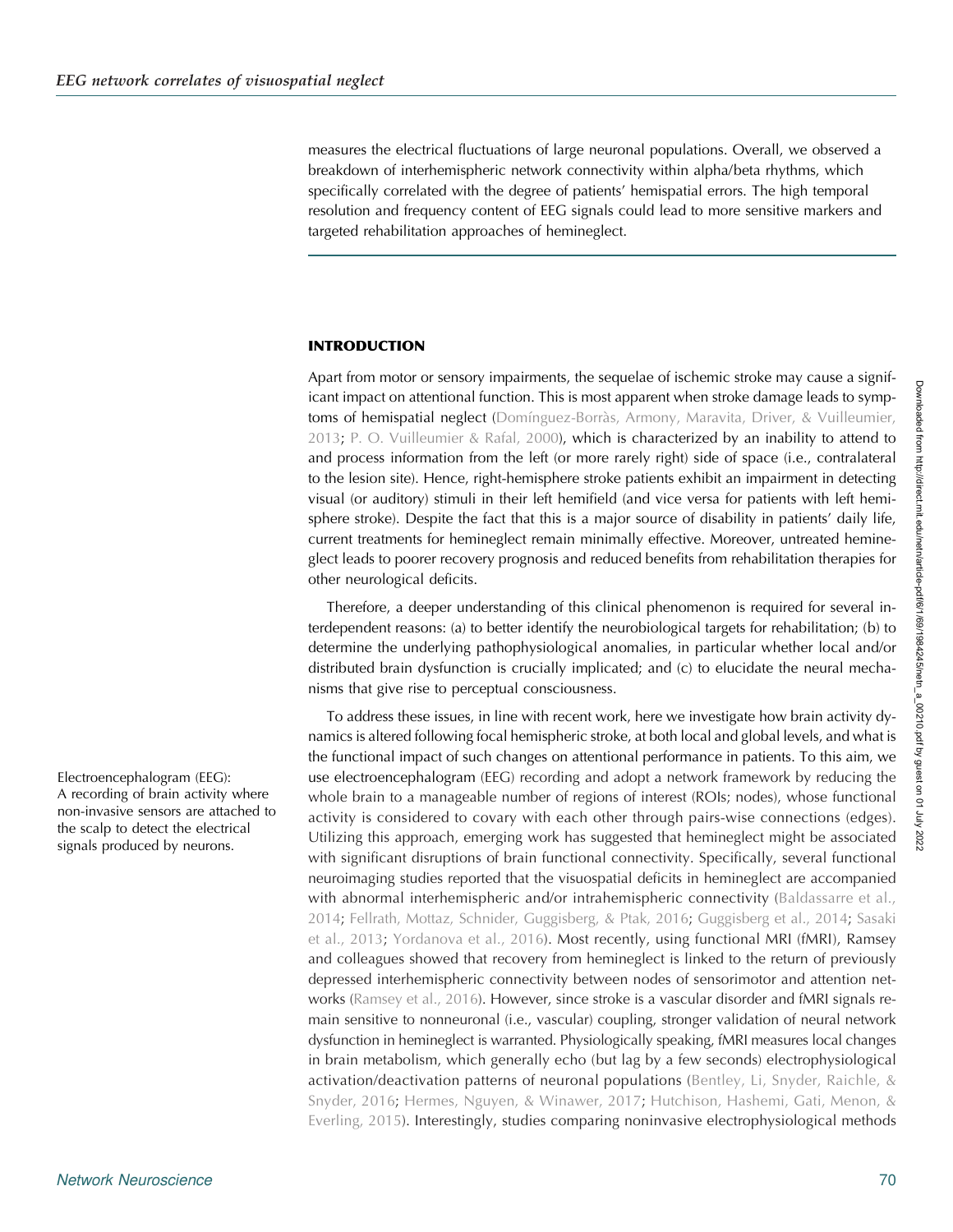measures the electrical fluctuations of large neuronal populations. Overall, we observed a breakdown of interhemispheric network connectivity within alpha/beta rhythms, which specifically correlated with the degree of patients' hemispatial errors. The high temporal resolution and frequency content of EEG signals could lead to more sensitive markers and targeted rehabilitation approaches of hemineglect.

## INTRODUCTION

Apart from motor or sensory impairments, the sequelae of ischemic stroke may cause a significant impact on attentional function. This is most apparent when stroke damage leads to symptoms of hemispatial neglect (Domínguez-Borràs, Armony, Maravita, Driver, & Vuilleumier, 2013; P. O. Vuilleumier & Rafal, 2000), which is characterized by an inability to attend to and process information from the left (or more rarely right) side of space (i.e., contralateral to the lesion site). Hence, right-hemisphere stroke patients exhibit an impairment in detecting visual (or auditory) stimuli in their left hemifield (and vice versa for patients with left hemisphere stroke). Despite the fact that this is a major source of disability in patients' daily life, current treatments for hemineglect remain minimally effective. Moreover, untreated hemineglect leads to poorer recovery prognosis and reduced benefits from rehabilitation therapies for other neurological deficits.

Therefore, a deeper understanding of this clinical phenomenon is required for several interdependent reasons: (a) to better identify the neurobiological targets for rehabilitation; (b) to determine the underlying pathophysiological anomalies, in particular whether local and/or distributed brain dysfunction is crucially implicated; and (c) to elucidate the neural mechanisms that give rise to perceptual consciousness.

To address these issues, in line with recent work, here we investigate how brain activity dynamics is altered following focal hemispheric stroke, at both local and global levels, and what is the functional impact of such changes on attentional performance in patients. To this aim, we use electroencephalogram (EEG) recording and adopt a network framework by reducing the whole brain to a manageable number of regions of interest (ROIs; nodes), whose functional activity is considered to covary with each other through pairs-wise connections (edges). Utilizing this approach, emerging work has suggested that hemineglect might be associated with significant disruptions of brain functional connectivity. Specifically, several functional neuroimaging studies reported that the visuospatial deficits in hemineglect are accompanied with abnormal interhemispheric and/or intrahemispheric connectivity (Baldassarre et al., 2014; Fellrath, Mottaz, Schnider, Guggisberg, & Ptak, 2016; Guggisberg et al., 2014; Sasaki et al., 2013; Yordanova et al., 2016). Most recently, using functional MRI (fMRI), Ramsey and colleagues showed that recovery from hemineglect is linked to the return of previously depressed interhemispheric connectivity between nodes of sensorimotor and attention networks (Ramsey et al., 2016). However, since stroke is a vascular disorder and fMRI signals remain sensitive to nonneuronal (i.e., vascular) coupling, stronger validation of neural network dysfunction in hemineglect is warranted. Physiologically speaking, fMRI measures local changes in brain metabolism, which generally echo (but lag by a few seconds) electrophysiological activation/deactivation patterns of neuronal populations (Bentley, Li, Snyder, Raichle, & Snyder, 2016; Hermes, Nguyen, & Winawer, 2017; Hutchison, Hashemi, Gati, Menon, & Everling, 2015). Interestingly, studies comparing noninvasive electrophysiological methods

Electroencephalogram (EEG):
A recording of brain activity where non-invasive sensors are attached to the scalp to detect the electrical signals produced by neurons.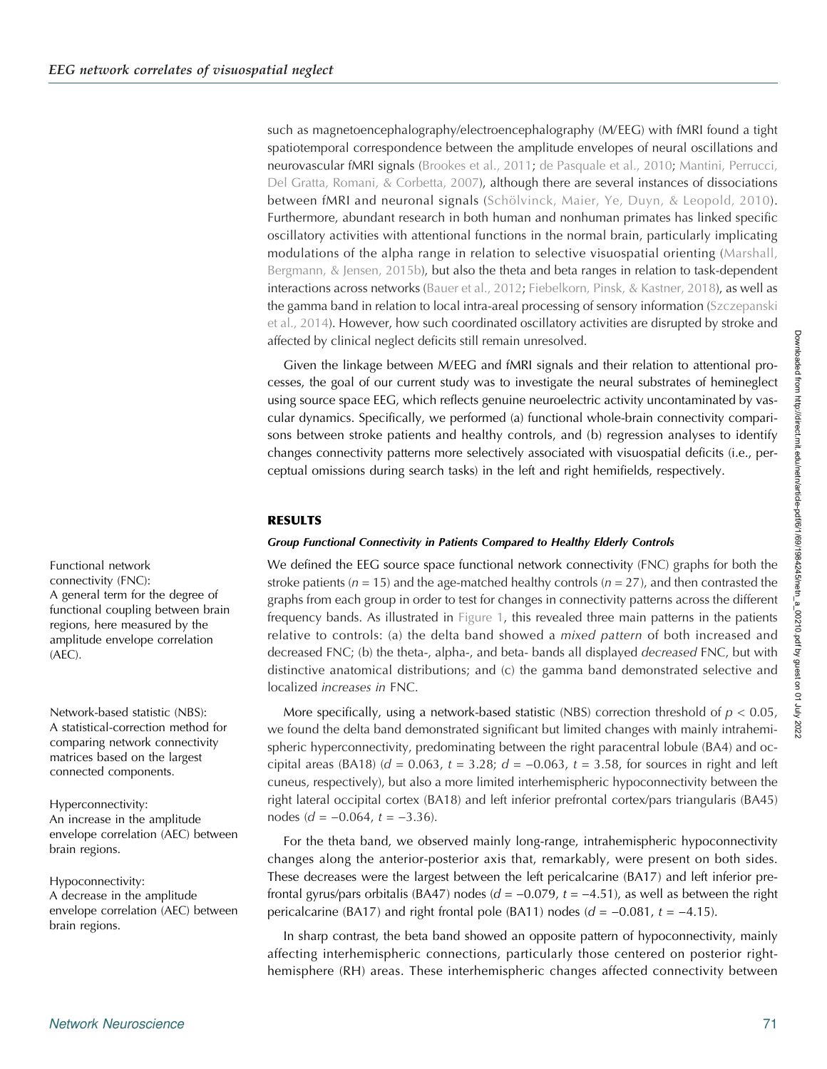such as magnetoencephalography/electroencephalography (M/EEG) with fMRI found a tight spatiotemporal correspondence between the amplitude envelopes of neural oscillations and neurovascular fMRI signals (Brookes et al., 2011; de Pasquale et al., 2010; Mantini, Perrucci, Del Gratta, Romani, & Corbetta, 2007), although there are several instances of dissociations between fMRI and neuronal signals (Schölvinck, Maier, Ye, Duyn, & Leopold, 2010). Furthermore, abundant research in both human and nonhuman primates has linked specific oscillatory activities with attentional functions in the normal brain, particularly implicating modulations of the alpha range in relation to selective visuospatial orienting (Marshall, Bergmann, & Jensen, 2015b), but also the theta and beta ranges in relation to task-dependent interactions across networks (Bauer et al., 2012; Fiebelkorn, Pinsk, & Kastner, 2018), as well as the gamma band in relation to local intra-areal processing of sensory information (Szczepanski et al., 2014). However, how such coordinated oscillatory activities are disrupted by stroke and affected by clinical neglect deficits still remain unresolved.

Given the linkage between M/EEG and fMRI signals and their relation to attentional processes, the goal of our current study was to investigate the neural substrates of hemineglect using source space EEG, which reflects genuine neuroelectric activity uncontaminated by vascular dynamics. Specifically, we performed (a) functional whole-brain connectivity comparisons between stroke patients and healthy controls, and (b) regression analyses to identify changes connectivity patterns more selectively associated with visuospatial deficits (i.e., perceptual omissions during search tasks) in the left and right hemifields, respectively.

## RESULTS

### *Group Functional Connectivity in Patients Compared to Healthy Elderly Controls*

Functional network connectivity (FNC): A general term for the degree of functional coupling between brain regions, here measured by the amplitude envelope correlation (AEC).

Network-based statistic (NBS): A statistical-correction method for comparing network connectivity matrices based on the largest connected components.

Hyperconnectivity: An increase in the amplitude envelope correlation (AEC) between brain regions.

Hypoconnectivity: A decrease in the amplitude envelope correlation (AEC) between brain regions.

We defined the EEG source space functional network connectivity (FNC) graphs for both the stroke patients ($n = 15$) and the age-matched healthy controls ($n = 27$), and then contrasted the graphs from each group in order to test for changes in connectivity patterns across the different frequency bands. As illustrated in Figure 1, this revealed three main patterns in the patients relative to controls: (a) the delta band showed a *mixed pattern* of both increased and decreased FNC; (b) the theta-, alpha-, and beta- bands all displayed *decreased* FNC, but with distinctive anatomical distributions; and (c) the gamma band demonstrated selective and localized *increases in* FNC.

More specifically, using a network-based statistic (NBS) correction threshold of $p < 0.05$, we found the delta band demonstrated significant but limited changes with mainly intrahemispheric hyperconnectivity, predominating between the right paracentral lobule (BA4) and occipital areas (BA18) ($d = 0.063$, $t = 3.28$; $d = -0.063$, $t = 3.58$, for sources in right and left cuneus, respectively), but also a more limited interhemispheric hypoconnectivity between the right lateral occipital cortex (BA18) and left inferior prefrontal cortex/pars triangularis (BA45) nodes ($d = -0.064$, $t = -3.36$).

For the theta band, we observed mainly long-range, intrahemispheric hypoconnectivity changes along the anterior-posterior axis that, remarkably, were present on both sides. These decreases were the largest between the left pericalcarine (BA17) and left inferior prefrontal gyrus/pars orbitalis (BA47) nodes ($d = -0.079$, $t = -4.51$), as well as between the right pericalcarine (BA17) and right frontal pole (BA11) nodes ($d = -0.081$, $t = -4.15$).

In sharp contrast, the beta band showed an opposite pattern of hypoconnectivity, mainly affecting interhemispheric connections, particularly those centered on posterior right-hemisphere (RH) areas. These interhemispheric changes affected connectivity between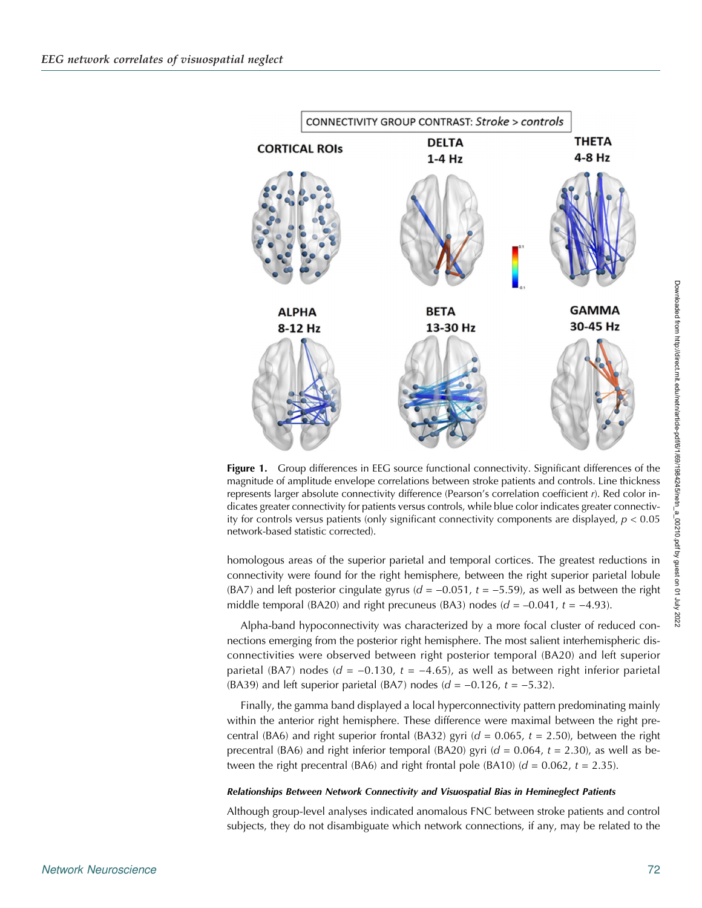Figure 1. Group differences in EEG source functional connectivity. Significant differences of the magnitude of amplitude envelope correlations between stroke patients and controls. Line thickness represents larger absolute connectivity difference (Pearson's correlation coefficient $r$). Red color indicates greater connectivity for patients versus controls, while blue color indicates greater connectivity for controls versus patients (only significant connectivity components are displayed, $p < 0.05$ network-based statistic corrected).

homologous areas of the superior parietal and temporal cortices. The greatest reductions in connectivity were found for the right hemisphere, between the right superior parietal lobule (BA7) and left posterior cingulate gyrus ($d = -0.051$, $t = -5.59$), as well as between the right middle temporal (BA20) and right precuneus (BA3) nodes ($d = -0.041$, $t = -4.93$).

Alpha-band hypoconnectivity was characterized by a more focal cluster of reduced connections emerging from the posterior right hemisphere. The most salient interhemispheric disconnectivities were observed between right posterior temporal (BA20) and left superior parietal (BA7) nodes ($d = -0.130$, $t = -4.65$), as well as between right inferior parietal (BA39) and left superior parietal (BA7) nodes ($d = -0.126$, $t = -5.32$).

Finally, the gamma band displayed a local hyperconnectivity pattern predominating mainly within the anterior right hemisphere. These difference were maximal between the right precentral (BA6) and right superior frontal (BA32) gyri ($d = 0.065$, $t = 2.50$), between the right precentral (BA6) and right inferior temporal (BA20) gyri ($d = 0.064$, $t = 2.30$), as well as between the right precentral (BA6) and right frontal pole (BA10) ($d = 0.062$, $t = 2.35$).

#### Relationships Between Network Connectivity and Visuospatial Bias in Hemineglect Patients

Although group-level analyses indicated anomalous FNC between stroke patients and control subjects, they do not disambiguate which network connections, if any, may be related to the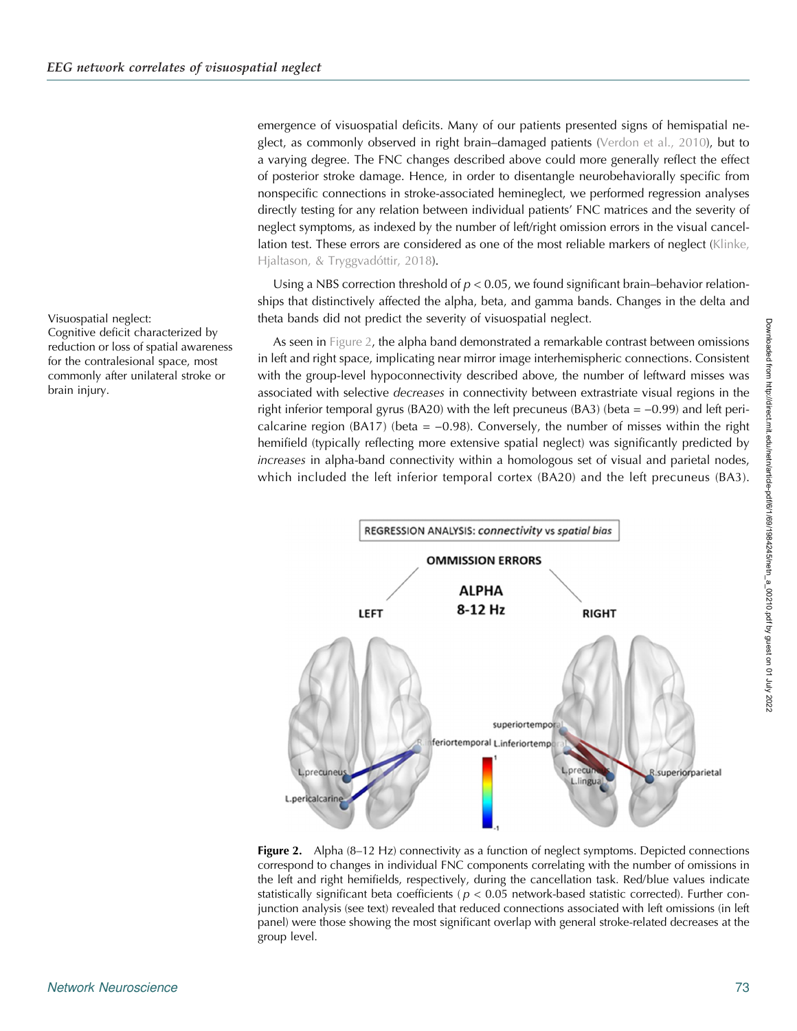emergence of visuospatial deficits. Many of our patients presented signs of hemispatial neglect, as commonly observed in right brain–damaged patients (Verdon et al., 2010), but to a varying degree. The FNC changes described above could more generally reflect the effect of posterior stroke damage. Hence, in order to disentangle neurobehaviorally specific from nonspecific connections in stroke-associated hemineglect, we performed regression analyses directly testing for any relation between individual patients' FNC matrices and the severity of neglect symptoms, as indexed by the number of left/right omission errors in the visual cancellation test. These errors are considered as one of the most reliable markers of neglect (Klinke, Hjaltason, & Tryggvadóttir, 2018).

Visuospatial neglect:
Cognitive deficit characterized by reduction or loss of spatial awareness for the contralesional space, most commonly after unilateral stroke or brain injury.

Using a NBS correction threshold of $p < 0.05$, we found significant brain–behavior relationships that distinctively affected the alpha, beta, and gamma bands. Changes in the delta and theta bands did not predict the severity of visuospatial neglect.

As seen in Figure 2, the alpha band demonstrated a remarkable contrast between omissions in left and right space, implicating near mirror image interhemispheric connections. Consistent with the group-level hypoconnectivity described above, the number of leftward misses was associated with selective *decreases* in connectivity between extrastriate visual regions in the right inferior temporal gyrus (BA20) with the left precuneus (BA3) (beta = −0.99) and left pericalcarine region (BA17) (beta = −0.98). Conversely, the number of misses within the right hemifield (typically reflecting more extensive spatial neglect) was significantly predicted by *increases* in alpha-band connectivity within a homologous set of visual and parietal nodes, which included the left inferior temporal cortex (BA20) and the left precuneus (BA3).

**Figure 2.** Alpha (8–12 Hz) connectivity as a function of neglect symptoms. Depicted connections correspond to changes in individual FNC components correlating with the number of omissions in the left and right hemifields, respectively, during the cancellation task. Red/blue values indicate statistically significant beta coefficients ($p < 0.05$ network-based statistic corrected). Further conjunction analysis (see text) revealed that reduced connections associated with left omissions (in left panel) were those showing the most significant overlap with general stroke-related decreases at the group level.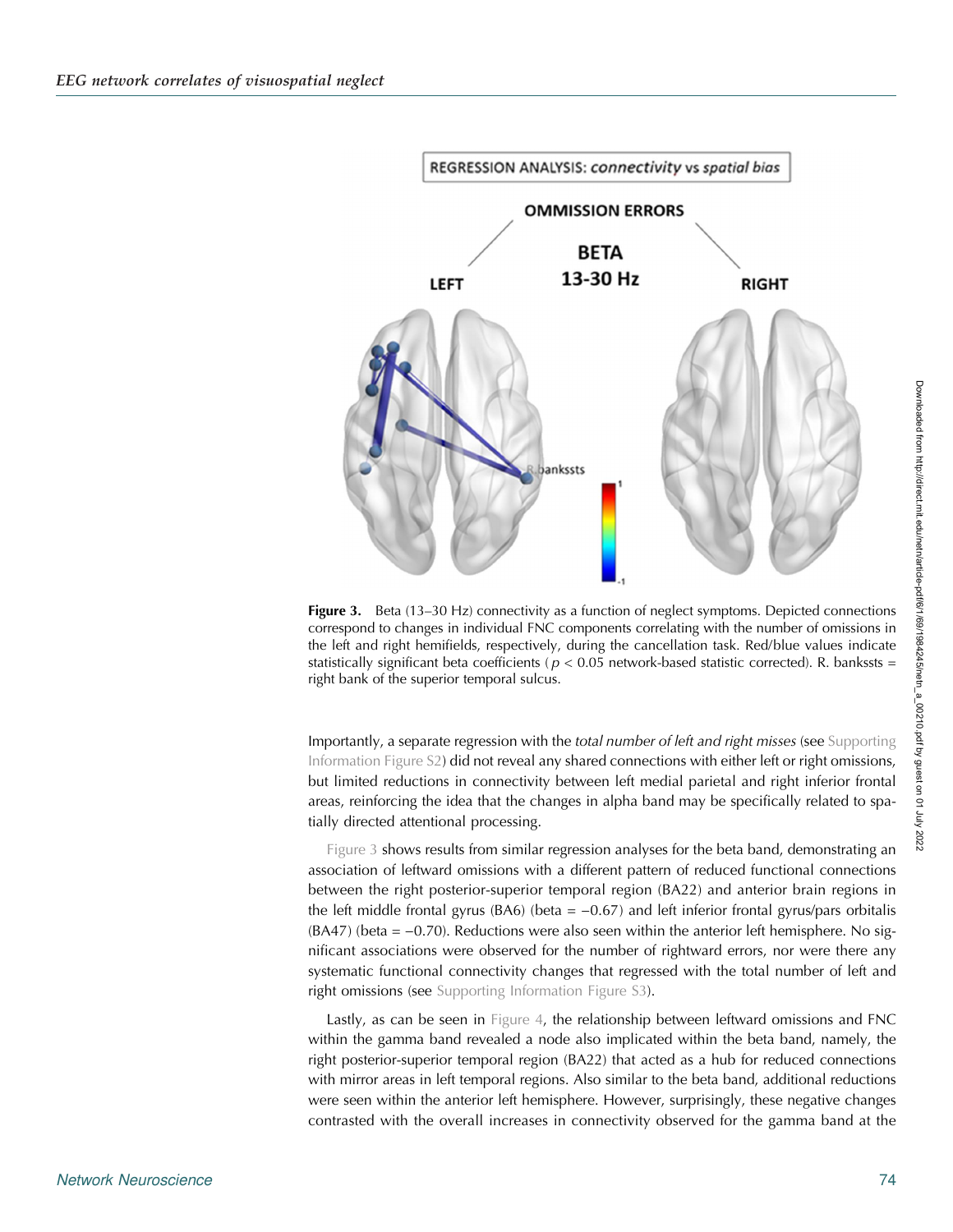**Figure 3.** Beta (13–30 Hz) connectivity as a function of neglect symptoms. Depicted connections correspond to changes in individual FNC components correlating with the number of omissions in the left and right hemifields, respectively, during the cancellation task. Red/blue values indicate statistically significant beta coefficients ( $p < 0.05$ network-based statistic corrected). R. bankssts = right bank of the superior temporal sulcus.

Importantly, a separate regression with the *total number of left and right misses* (see Supporting Information Figure S2) did not reveal any shared connections with either left or right omissions, but limited reductions in connectivity between left medial parietal and right inferior frontal areas, reinforcing the idea that the changes in alpha band may be specifically related to spatially directed attentional processing.

Figure 3 shows results from similar regression analyses for the beta band, demonstrating an association of leftward omissions with a different pattern of reduced functional connections between the right posterior-superior temporal region (BA22) and anterior brain regions in the left middle frontal gyrus (BA6) (beta = −0.67) and left inferior frontal gyrus/pars orbitalis (BA47) (beta = −0.70). Reductions were also seen within the anterior left hemisphere. No significant associations were observed for the number of rightward errors, nor were there any systematic functional connectivity changes that regressed with the total number of left and right omissions (see Supporting Information Figure S3).

Lastly, as can be seen in Figure 4, the relationship between leftward omissions and FNC within the gamma band revealed a node also implicated within the beta band, namely, the right posterior-superior temporal region (BA22) that acted as a hub for reduced connections with mirror areas in left temporal regions. Also similar to the beta band, additional reductions were seen within the anterior left hemisphere. However, surprisingly, these negative changes contrasted with the overall increases in connectivity observed for the gamma band at the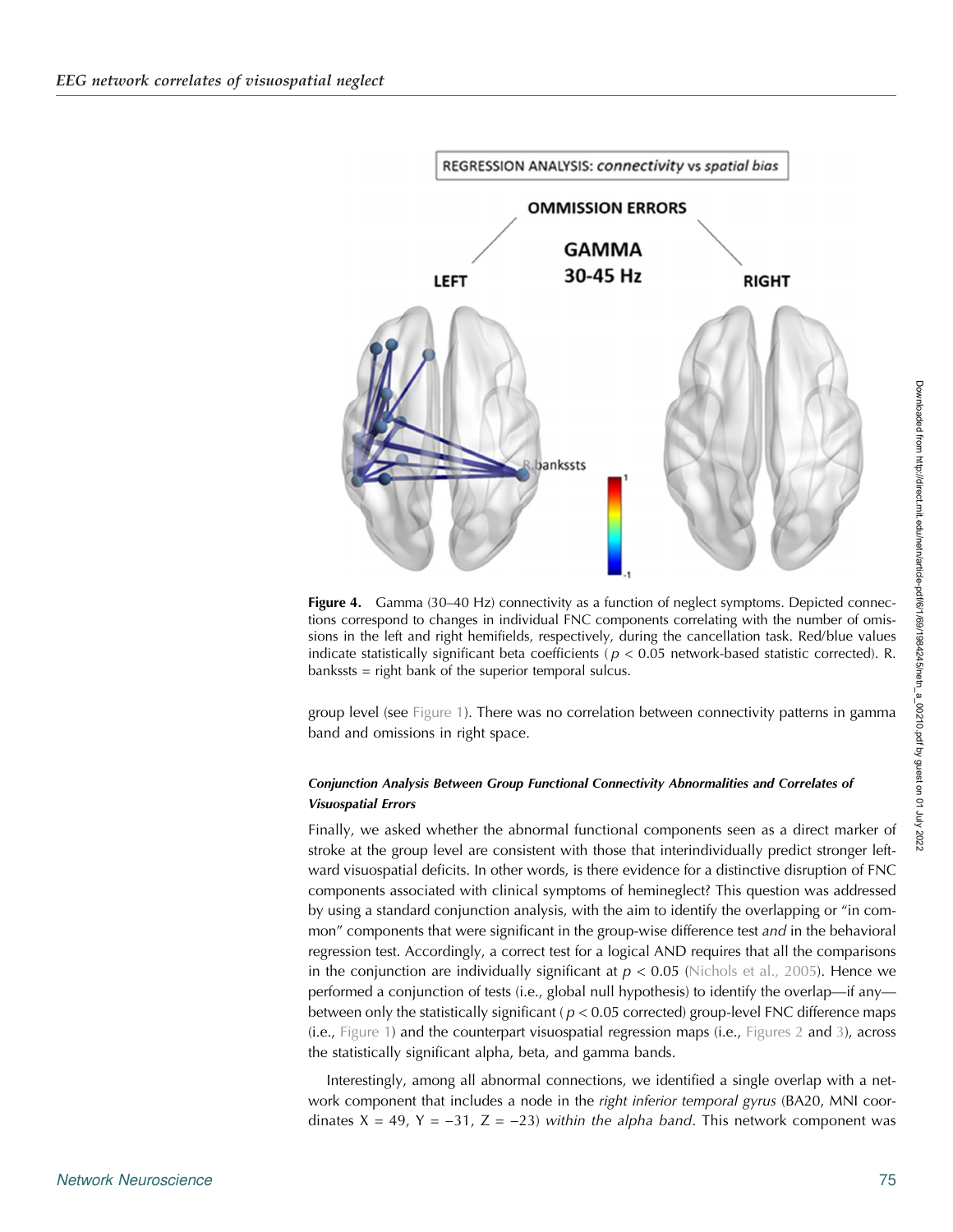**Figure 4.** Gamma (30–40 Hz) connectivity as a function of neglect symptoms. Depicted connections correspond to changes in individual FNC components correlating with the number of omissions in the left and right hemifields, respectively, during the cancellation task. Red/blue values indicate statistically significant beta coefficients ($p < 0.05$ network-based statistic corrected). R. bankssts = right bank of the superior temporal sulcus.

group level (see Figure 1). There was no correlation between connectivity patterns in gamma band and omissions in right space.

### *Conjunction Analysis Between Group Functional Connectivity Abnormalities and Correlates of Visuospatial Errors*

Finally, we asked whether the abnormal functional components seen as a direct marker of stroke at the group level are consistent with those that interindividually predict stronger leftward visuospatial deficits. In other words, is there evidence for a distinctive disruption of FNC components associated with clinical symptoms of hemineglect? This question was addressed by using a standard conjunction analysis, with the aim to identify the overlapping or "in common" components that were significant in the group-wise difference test *and* in the behavioral regression test. Accordingly, a correct test for a logical AND requires that all the comparisons in the conjunction are individually significant at $p < 0.05$ (Nichols et al., 2005). Hence we performed a conjunction of tests (i.e., global null hypothesis) to identify the overlap—if any—between only the statistically significant ($p < 0.05$ corrected) group-level FNC difference maps (i.e., Figure 1) and the counterpart visuospatial regression maps (i.e., Figures 2 and 3), across the statistically significant alpha, beta, and gamma bands.

Interestingly, among all abnormal connections, we identified a single overlap with a network component that includes a node in the *right inferior temporal gyrus* (BA20, MNI coordinates X = 49, Y = −31, Z = −23) *within the alpha band*. This network component was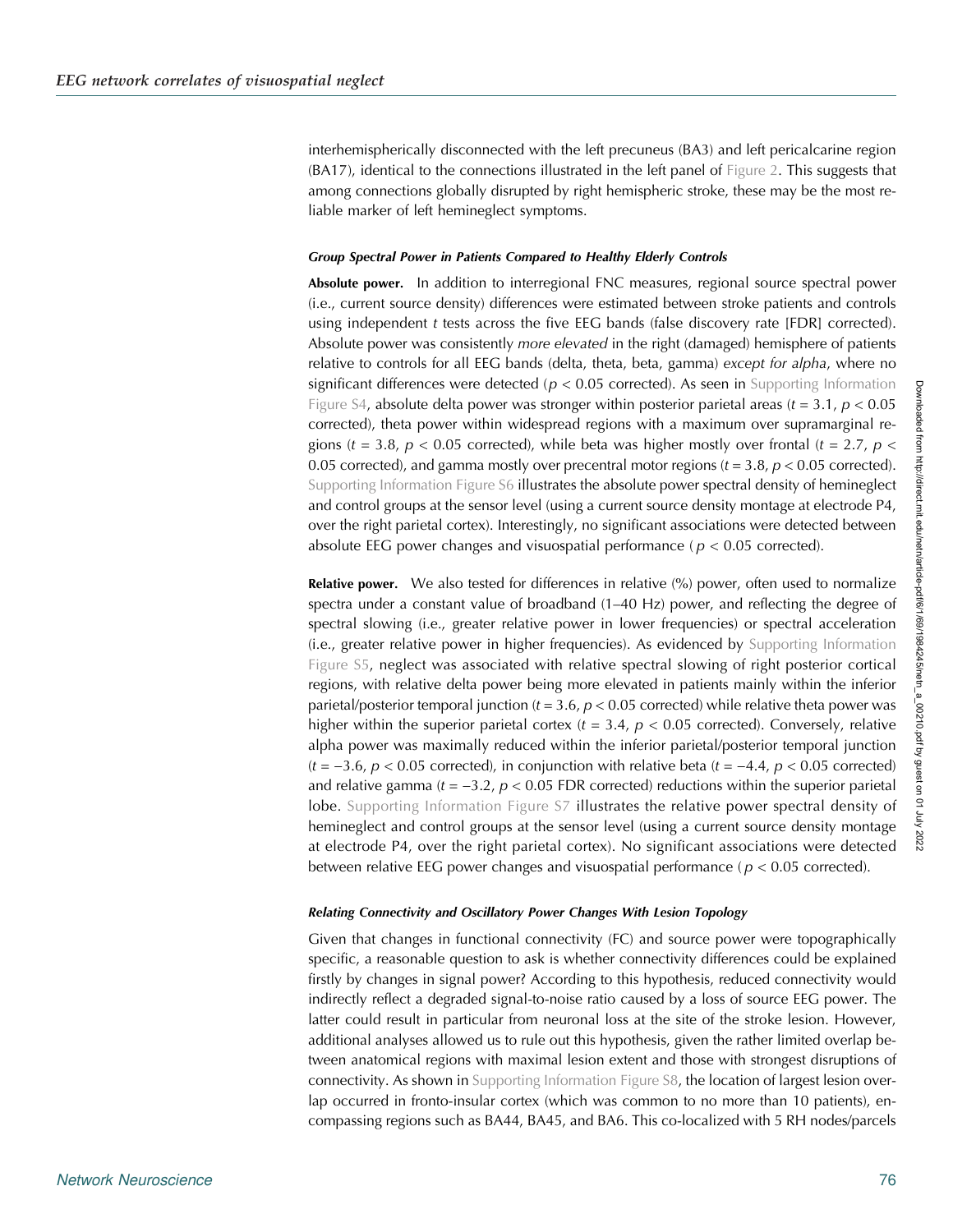interhemispherically disconnected with the left precuneus (BA3) and left pericalcarine region (BA17), identical to the connections illustrated in the left panel of Figure 2. This suggests that among connections globally disrupted by right hemispheric stroke, these may be the most reliable marker of left hemineglect symptoms.

#### Group Spectral Power in Patients Compared to Healthy Elderly Controls

**Absolute power.** In addition to interregional FNC measures, regional source spectral power (i.e., current source density) differences were estimated between stroke patients and controls using independent *t* tests across the five EEG bands (false discovery rate [FDR] corrected). Absolute power was consistently *more elevated* in the right (damaged) hemisphere of patients relative to controls for all EEG bands (delta, theta, beta, gamma) *except for alpha*, where no significant differences were detected ($p < 0.05$ corrected). As seen in Supporting Information Figure S4, absolute delta power was stronger within posterior parietal areas ($t = 3.1$, $p < 0.05$ corrected), theta power within widespread regions with a maximum over supramarginal regions ($t = 3.8$, $p < 0.05$ corrected), while beta was higher mostly over frontal ($t = 2.7$, $p < 0.05$ corrected), and gamma mostly over precentral motor regions ($t = 3.8$, $p < 0.05$ corrected). Supporting Information Figure S6 illustrates the absolute power spectral density of hemineglect and control groups at the sensor level (using a current source density montage at electrode P4, over the right parietal cortex). Interestingly, no significant associations were detected between absolute EEG power changes and visuospatial performance ($p < 0.05$ corrected).

**Relative power.** We also tested for differences in relative (%) power, often used to normalize spectra under a constant value of broadband (1–40 Hz) power, and reflecting the degree of spectral slowing (i.e., greater relative power in lower frequencies) or spectral acceleration (i.e., greater relative power in higher frequencies). As evidenced by Supporting Information Figure S5, neglect was associated with relative spectral slowing of right posterior cortical regions, with relative delta power being more elevated in patients mainly within the inferior parietal/posterior temporal junction ($t = 3.6$, $p < 0.05$ corrected) while relative theta power was higher within the superior parietal cortex ($t = 3.4$, $p < 0.05$ corrected). Conversely, relative alpha power was maximally reduced within the inferior parietal/posterior temporal junction ($t = -3.6$, $p < 0.05$ corrected), in conjunction with relative beta ($t = -4.4$, $p < 0.05$ corrected) and relative gamma ($t = -3.2$, $p < 0.05$ FDR corrected) reductions within the superior parietal lobe. Supporting Information Figure S7 illustrates the relative power spectral density of hemineglect and control groups at the sensor level (using a current source density montage at electrode P4, over the right parietal cortex). No significant associations were detected between relative EEG power changes and visuospatial performance ($p < 0.05$ corrected).

#### Relating Connectivity and Oscillatory Power Changes With Lesion Topology

Given that changes in functional connectivity (FC) and source power were topographically specific, a reasonable question to ask is whether connectivity differences could be explained firstly by changes in signal power? According to this hypothesis, reduced connectivity would indirectly reflect a degraded signal-to-noise ratio caused by a loss of source EEG power. The latter could result in particular from neuronal loss at the site of the stroke lesion. However, additional analyses allowed us to rule out this hypothesis, given the rather limited overlap between anatomical regions with maximal lesion extent and those with strongest disruptions of connectivity. As shown in Supporting Information Figure S8, the location of largest lesion overlap occurred in fronto-insular cortex (which was common to no more than 10 patients), encompassing regions such as BA44, BA45, and BA6. This co-localized with 5 RH nodes/parcels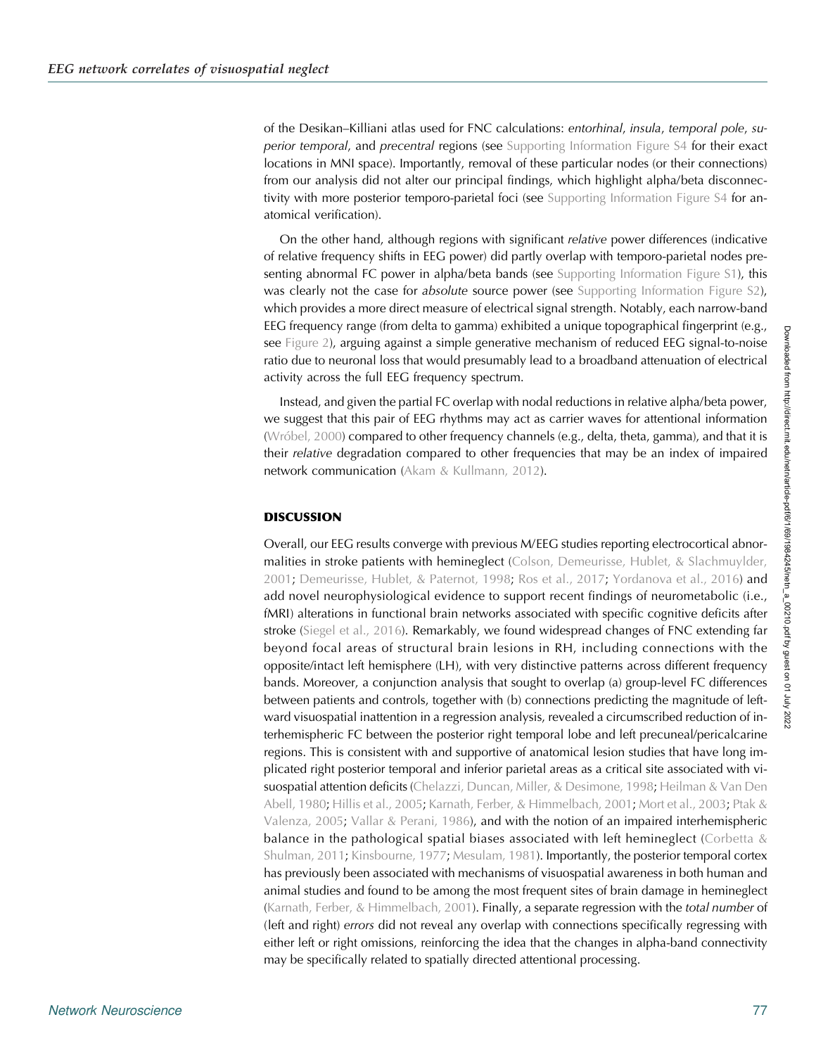of the Desikan–Killiani atlas used for FNC calculations: *entorhinal*, *insula*, *temporal pole*, *superior temporal*, and *precentral* regions (see Supporting Information Figure S4 for their exact locations in MNI space). Importantly, removal of these particular nodes (or their connections) from our analysis did not alter our principal findings, which highlight alpha/beta disconnectivity with more posterior temporo-parietal foci (see Supporting Information Figure S4 for anatomical verification).

On the other hand, although regions with significant *relative* power differences (indicative of relative frequency shifts in EEG power) did partly overlap with temporo-parietal nodes presenting abnormal FC power in alpha/beta bands (see Supporting Information Figure S1), this was clearly not the case for *absolute* source power (see Supporting Information Figure S2), which provides a more direct measure of electrical signal strength. Notably, each narrow-band EEG frequency range (from delta to gamma) exhibited a unique topographical fingerprint (e.g., see Figure 2), arguing against a simple generative mechanism of reduced EEG signal-to-noise ratio due to neuronal loss that would presumably lead to a broadband attenuation of electrical activity across the full EEG frequency spectrum.

Instead, and given the partial FC overlap with nodal reductions in relative alpha/beta power, we suggest that this pair of EEG rhythms may act as carrier waves for attentional information (Wróbel, 2000) compared to other frequency channels (e.g., delta, theta, gamma), and that it is their *relative* degradation compared to other frequencies that may be an index of impaired network communication (Akam & Kullmann, 2012).

## DISCUSSION

Overall, our EEG results converge with previous M/EEG studies reporting electrocortical abnormalities in stroke patients with hemineglect (Colson, Demeurisse, Hublet, & Slachmuylder, 2001; Demeurisse, Hublet, & Paternot, 1998; Ros et al., 2017; Yordanova et al., 2016) and add novel neurophysiological evidence to support recent findings of neurometabolic (i.e., fMRI) alterations in functional brain networks associated with specific cognitive deficits after stroke (Siegel et al., 2016). Remarkably, we found widespread changes of FNC extending far beyond focal areas of structural brain lesions in RH, including connections with the opposite/intact left hemisphere (LH), with very distinctive patterns across different frequency bands. Moreover, a conjunction analysis that sought to overlap (a) group-level FC differences between patients and controls, together with (b) connections predicting the magnitude of leftward visuospatial inattention in a regression analysis, revealed a circumscribed reduction of interhemispheric FC between the posterior right temporal lobe and left precuneal/pericalcarine regions. This is consistent with and supportive of anatomical lesion studies that have long implicated right posterior temporal and inferior parietal areas as a critical site associated with visuospatial attention deficits (Chelazzi, Duncan, Miller, & Desimone, 1998; Heilman & Van Den Abell, 1980; Hillis et al., 2005; Karnath, Ferber, & Himmelbach, 2001; Mort et al., 2003; Ptak & Valenza, 2005; Vallar & Perani, 1986), and with the notion of an impaired interhemispheric balance in the pathological spatial biases associated with left hemineglect (Corbetta & Shulman, 2011; Kinsbourne, 1977; Mesulam, 1981). Importantly, the posterior temporal cortex has previously been associated with mechanisms of visuospatial awareness in both human and animal studies and found to be among the most frequent sites of brain damage in hemineglect (Karnath, Ferber, & Himmelbach, 2001). Finally, a separate regression with the *total number* of (left and right) *errors* did not reveal any overlap with connections specifically regressing with either left or right omissions, reinforcing the idea that the changes in alpha-band connectivity may be specifically related to spatially directed attentional processing.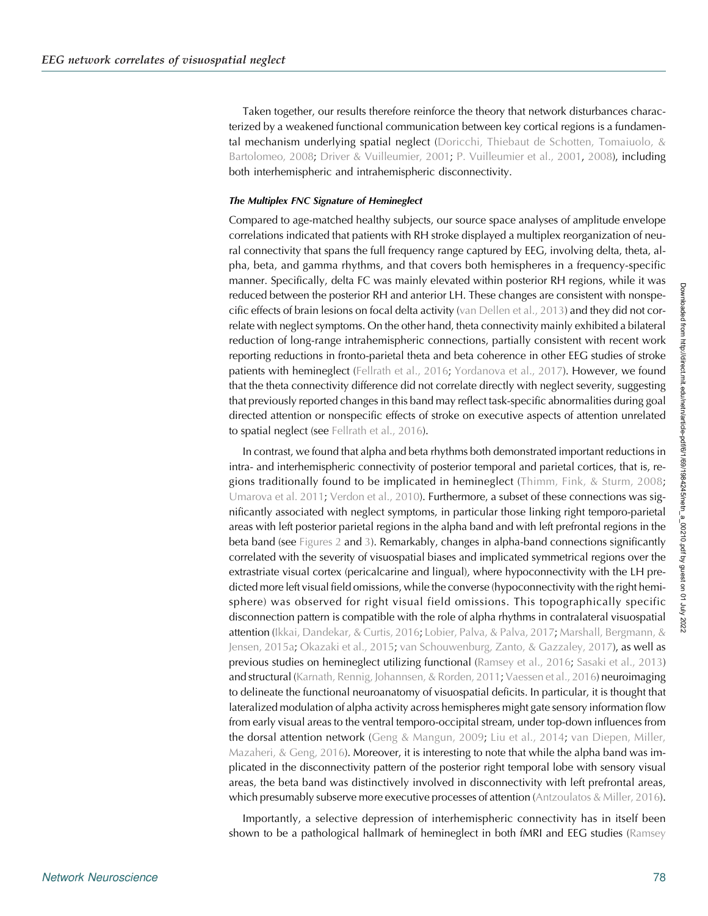Taken together, our results therefore reinforce the theory that network disturbances characterized by a weakened functional communication between key cortical regions is a fundamental mechanism underlying spatial neglect (Doricchi, Thiebaut de Schotten, Tomaiuolo, & Bartolomeo, 2008; Driver & Vuilleumier, 2001; P. Vuilleumier et al., 2001, 2008), including both interhemispheric and intrahemispheric disconnectivity.

#### *The Multiplex FNC Signature of Hemineglect*

Compared to age-matched healthy subjects, our source space analyses of amplitude envelope correlations indicated that patients with RH stroke displayed a multiplex reorganization of neural connectivity that spans the full frequency range captured by EEG, involving delta, theta, alpha, beta, and gamma rhythms, and that covers both hemispheres in a frequency-specific manner. Specifically, delta FC was mainly elevated within posterior RH regions, while it was reduced between the posterior RH and anterior LH. These changes are consistent with nonspecific effects of brain lesions on focal delta activity (van Dellen et al., 2013) and they did not correlate with neglect symptoms. On the other hand, theta connectivity mainly exhibited a bilateral reduction of long-range intrahemispheric connections, partially consistent with recent work reporting reductions in fronto-parietal theta and beta coherence in other EEG studies of stroke patients with hemineglect (Fellrath et al., 2016; Yordanova et al., 2017). However, we found that the theta connectivity difference did not correlate directly with neglect severity, suggesting that previously reported changes in this band may reflect task-specific abnormalities during goal directed attention or nonspecific effects of stroke on executive aspects of attention unrelated to spatial neglect (see Fellrath et al., 2016).

In contrast, we found that alpha and beta rhythms both demonstrated important reductions in intra- and interhemispheric connectivity of posterior temporal and parietal cortices, that is, regions traditionally found to be implicated in hemineglect (Thimm, Fink, & Sturm, 2008; Umarova et al. 2011; Verdon et al., 2010). Furthermore, a subset of these connections was significantly associated with neglect symptoms, in particular those linking right temporo-parietal areas with left posterior parietal regions in the alpha band and with left prefrontal regions in the beta band (see Figures 2 and 3). Remarkably, changes in alpha-band connections significantly correlated with the severity of visuospatial biases and implicated symmetrical regions over the extrastriate visual cortex (pericalcarine and lingual), where hypoconnectivity with the LH predicted more left visual field omissions, while the converse (hypoconnectivity with the right hemisphere) was observed for right visual field omissions. This topographically specific disconnection pattern is compatible with the role of alpha rhythms in contralateral visuospatial attention (Ikkai, Dandekar, & Curtis, 2016; Lobier, Palva, & Palva, 2017; Marshall, Bergmann, & Jensen, 2015a; Okazaki et al., 2015; van Schouwenburg, Zanto, & Gazzaley, 2017), as well as previous studies on hemineglect utilizing functional (Ramsey et al., 2016; Sasaki et al., 2013) and structural (Karnath, Rennig, Johannsen, & Rorden, 2011; Vaessen et al., 2016) neuroimaging to delineate the functional neuroanatomy of visuospatial deficits. In particular, it is thought that lateralized modulation of alpha activity across hemispheres might gate sensory information flow from early visual areas to the ventral temporo-occipital stream, under top-down influences from the dorsal attention network (Geng & Mangun, 2009; Liu et al., 2014; van Diepen, Miller, Mazaheri, & Geng, 2016). Moreover, it is interesting to note that while the alpha band was implicated in the disconnectivity pattern of the posterior right temporal lobe with sensory visual areas, the beta band was distinctively involved in disconnectivity with left prefrontal areas, which presumably subserve more executive processes of attention (Antzoulatos & Miller, 2016).

Importantly, a selective depression of interhemispheric connectivity has in itself been shown to be a pathological hallmark of hemineglect in both fMRI and EEG studies (Ramsey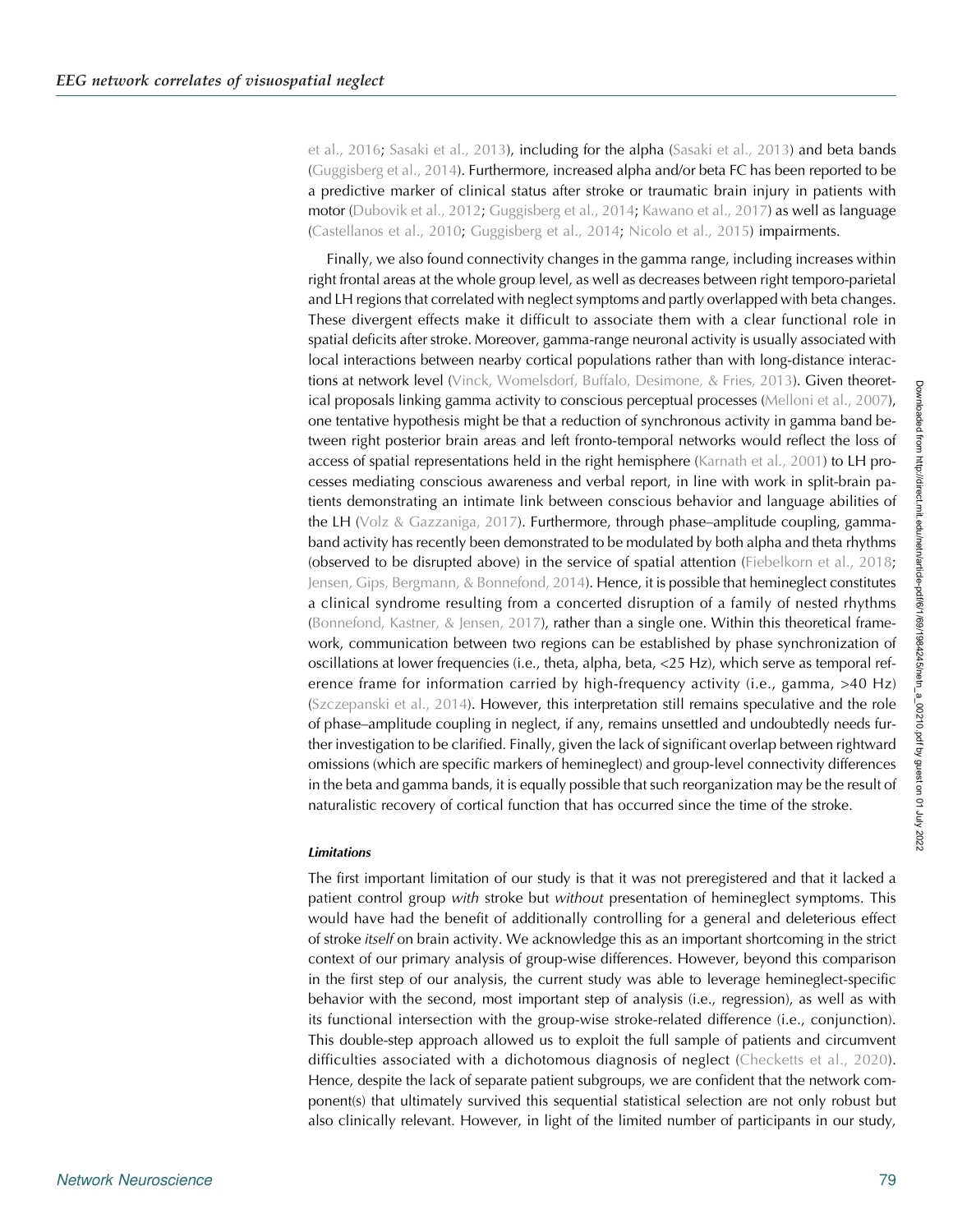et al., 2016; Sasaki et al., 2013), including for the alpha (Sasaki et al., 2013) and beta bands (Guggisberg et al., 2014). Furthermore, increased alpha and/or beta FC has been reported to be a predictive marker of clinical status after stroke or traumatic brain injury in patients with motor (Dubovik et al., 2012; Guggisberg et al., 2014; Kawano et al., 2017) as well as language (Castellanos et al., 2010; Guggisberg et al., 2014; Nicolo et al., 2015) impairments.

Finally, we also found connectivity changes in the gamma range, including increases within right frontal areas at the whole group level, as well as decreases between right temporo-parietal and LH regions that correlated with neglect symptoms and partly overlapped with beta changes. These divergent effects make it difficult to associate them with a clear functional role in spatial deficits after stroke. Moreover, gamma-range neuronal activity is usually associated with local interactions between nearby cortical populations rather than with long-distance interactions at network level (Vinck, Womelsdorf, Buffalo, Desimone, & Fries, 2013). Given theoretical proposals linking gamma activity to conscious perceptual processes (Melloni et al., 2007), one tentative hypothesis might be that a reduction of synchronous activity in gamma band between right posterior brain areas and left fronto-temporal networks would reflect the loss of access of spatial representations held in the right hemisphere (Karnath et al., 2001) to LH processes mediating conscious awareness and verbal report, in line with work in split-brain patients demonstrating an intimate link between conscious behavior and language abilities of the LH (Volz & Gazzaniga, 2017). Furthermore, through phase–amplitude coupling, gamma-band activity has recently been demonstrated to be modulated by both alpha and theta rhythms (observed to be disrupted above) in the service of spatial attention (Fiebelkorn et al., 2018; Jensen, Gips, Bergmann, & Bonnefond, 2014). Hence, it is possible that hemineglect constitutes a clinical syndrome resulting from a concerted disruption of a family of nested rhythms (Bonnefond, Kastner, & Jensen, 2017), rather than a single one. Within this theoretical framework, communication between two regions can be established by phase synchronization of oscillations at lower frequencies (i.e., theta, alpha, beta, <25 Hz), which serve as temporal reference frame for information carried by high-frequency activity (i.e., gamma, >40 Hz) (Szczepanski et al., 2014). However, this interpretation still remains speculative and the role of phase–amplitude coupling in neglect, if any, remains unsettled and undoubtedly needs further investigation to be clarified. Finally, given the lack of significant overlap between rightward omissions (which are specific markers of hemineglect) and group-level connectivity differences in the beta and gamma bands, it is equally possible that such reorganization may be the result of naturalistic recovery of cortical function that has occurred since the time of the stroke.

#### Limitations

The first important limitation of our study is that it was not preregistered and that it lacked a patient control group *with* stroke but *without* presentation of hemineglect symptoms. This would have had the benefit of additionally controlling for a general and deleterious effect of stroke *itself* on brain activity. We acknowledge this as an important shortcoming in the strict context of our primary analysis of group-wise differences. However, beyond this comparison in the first step of our analysis, the current study was able to leverage hemineglect-specific behavior with the second, most important step of analysis (i.e., regression), as well as with its functional intersection with the group-wise stroke-related difference (i.e., conjunction). This double-step approach allowed us to exploit the full sample of patients and circumvent difficulties associated with a dichotomous diagnosis of neglect (Checketts et al., 2020). Hence, despite the lack of separate patient subgroups, we are confident that the network component(s) that ultimately survived this sequential statistical selection are not only robust but also clinically relevant. However, in light of the limited number of participants in our study,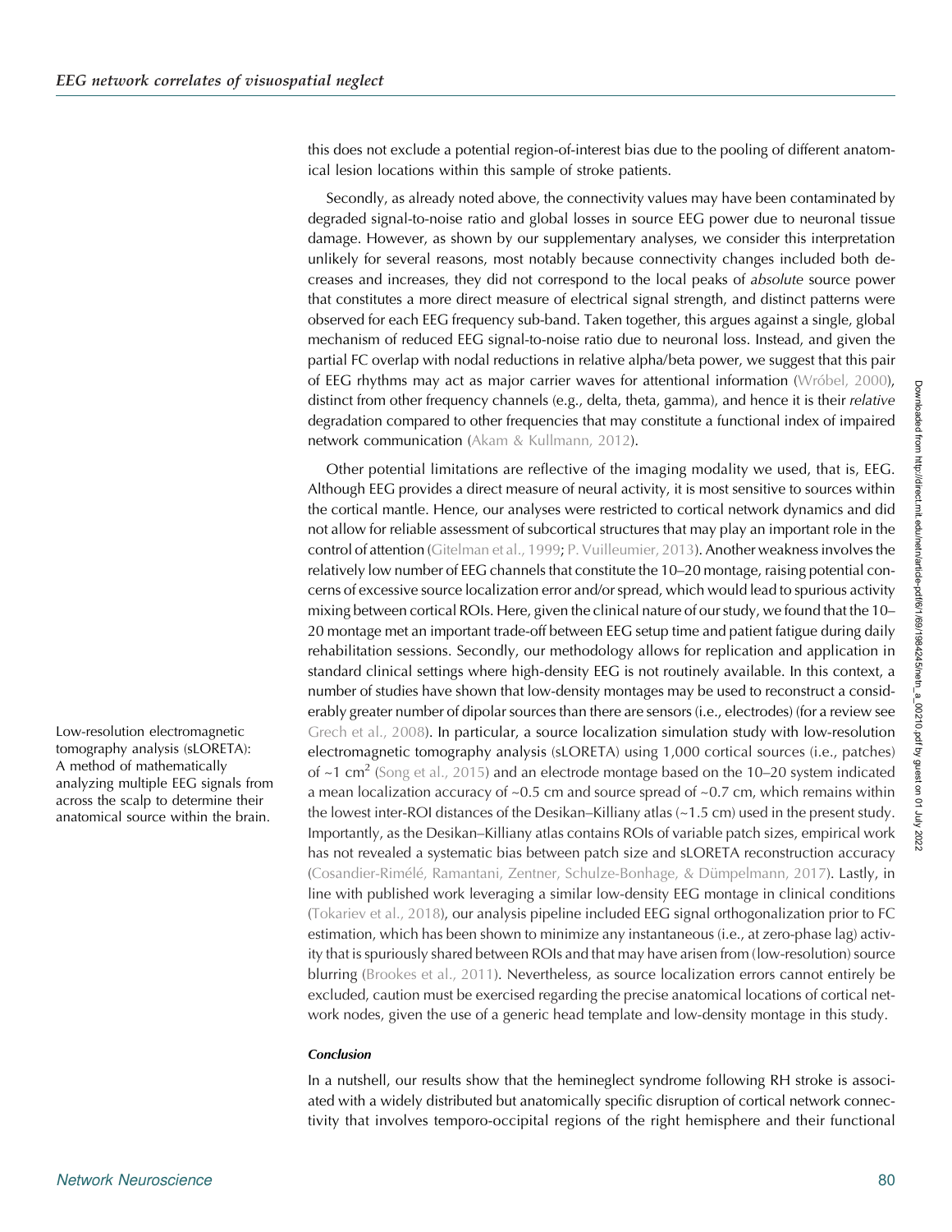this does not exclude a potential region-of-interest bias due to the pooling of different anatomical lesion locations within this sample of stroke patients.

Secondly, as already noted above, the connectivity values may have been contaminated by degraded signal-to-noise ratio and global losses in source EEG power due to neuronal tissue damage. However, as shown by our supplementary analyses, we consider this interpretation unlikely for several reasons, most notably because connectivity changes included both decreases and increases, they did not correspond to the local peaks of *absolute* source power that constitutes a more direct measure of electrical signal strength, and distinct patterns were observed for each EEG frequency sub-band. Taken together, this argues against a single, global mechanism of reduced EEG signal-to-noise ratio due to neuronal loss. Instead, and given the partial FC overlap with nodal reductions in relative alpha/beta power, we suggest that this pair of EEG rhythms may act as major carrier waves for attentional information (Wróbel, 2000), distinct from other frequency channels (e.g., delta, theta, gamma), and hence it is their *relative* degradation compared to other frequencies that may constitute a functional index of impaired network communication (Akam & Kullmann, 2012).

Other potential limitations are reflective of the imaging modality we used, that is, EEG. Although EEG provides a direct measure of neural activity, it is most sensitive to sources within the cortical mantle. Hence, our analyses were restricted to cortical network dynamics and did not allow for reliable assessment of subcortical structures that may play an important role in the control of attention (Gitelman et al., 1999; P. Vuilleumier, 2013). Another weakness involves the relatively low number of EEG channels that constitute the 10–20 montage, raising potential concerns of excessive source localization error and/or spread, which would lead to spurious activity mixing between cortical ROIs. Here, given the clinical nature of our study, we found that the 10–20 montage met an important trade-off between EEG setup time and patient fatigue during daily rehabilitation sessions. Secondly, our methodology allows for replication and application in standard clinical settings where high-density EEG is not routinely available. In this context, a number of studies have shown that low-density montages may be used to reconstruct a considerably greater number of dipolar sources than there are sensors (i.e., electrodes) (for a review see Grech et al., 2008). In particular, a source localization simulation study with low-resolution electromagnetic tomography analysis (sLORETA) using 1,000 cortical sources (i.e., patches) of ~1 cm$^2$ (Song et al., 2015) and an electrode montage based on the 10–20 system indicated a mean localization accuracy of ~0.5 cm and source spread of ~0.7 cm, which remains within the lowest inter-ROI distances of the Desikan–Killiany atlas (~1.5 cm) used in the present study. Importantly, as the Desikan–Killiany atlas contains ROIs of variable patch sizes, empirical work has not revealed a systematic bias between patch size and sLORETA reconstruction accuracy (Cosandier-Rimélé, Ramantani, Zentner, Schulze-Bonhage, & Dümpelmann, 2017). Lastly, in line with published work leveraging a similar low-density EEG montage in clinical conditions (Tokariev et al., 2018), our analysis pipeline included EEG signal orthogonalization prior to FC estimation, which has been shown to minimize any instantaneous (i.e., at zero-phase lag) activity that is spuriously shared between ROIs and that may have arisen from (low-resolution) source blurring (Brookes et al., 2011). Nevertheless, as source localization errors cannot entirely be excluded, caution must be exercised regarding the precise anatomical locations of cortical network nodes, given the use of a generic head template and low-density montage in this study.

Low-resolution electromagnetic tomography analysis (sLORETA): A method of mathematically analyzing multiple EEG signals from across the scalp to determine their anatomical source within the brain.

#### Conclusion

In a nutshell, our results show that the hemineglect syndrome following RH stroke is associated with a widely distributed but anatomically specific disruption of cortical network connectivity that involves temporo-occipital regions of the right hemisphere and their functional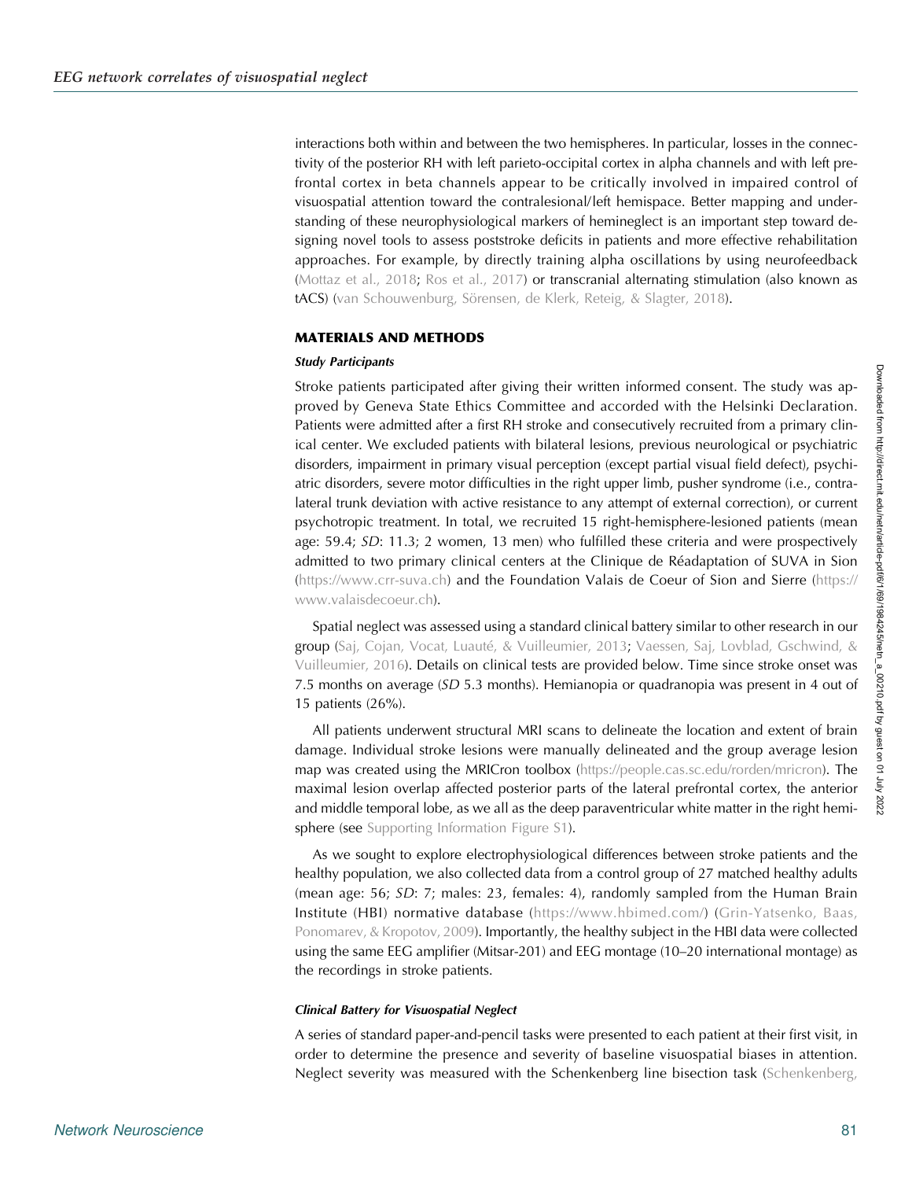interactions both within and between the two hemispheres. In particular, losses in the connectivity of the posterior RH with left parieto-occipital cortex in alpha channels and with left prefrontal cortex in beta channels appear to be critically involved in impaired control of visuospatial attention toward the contralesional/left hemispace. Better mapping and understanding of these neurophysiological markers of hemineglect is an important step toward designing novel tools to assess poststroke deficits in patients and more effective rehabilitation approaches. For example, by directly training alpha oscillations by using neurofeedback (Mottaz et al., 2018; Ros et al., 2017) or transcranial alternating stimulation (also known as tACS) (van Schouwenburg, Sörensen, de Klerk, Reteig, & Slagter, 2018).

## MATERIALS AND METHODS

### Study Participants

Stroke patients participated after giving their written informed consent. The study was approved by Geneva State Ethics Committee and accorded with the Helsinki Declaration. Patients were admitted after a first RH stroke and consecutively recruited from a primary clinical center. We excluded patients with bilateral lesions, previous neurological or psychiatric disorders, impairment in primary visual perception (except partial visual field defect), psychiatric disorders, severe motor difficulties in the right upper limb, pusher syndrome (i.e., contralateral trunk deviation with active resistance to any attempt of external correction), or current psychotropic treatment. In total, we recruited 15 right-hemisphere-lesioned patients (mean age: 59.4; *SD*: 11.3; 2 women, 13 men) who fulfilled these criteria and were prospectively admitted to two primary clinical centers at the Clinique de Réadaptation of SUVA in Sion (https://www.crr-suva.ch) and the Foundation Valais de Coeur of Sion and Sierre (https://www.valaisdecoeur.ch).

Spatial neglect was assessed using a standard clinical battery similar to other research in our group (Saj, Cojan, Vocat, Luauté, & Vuilleumier, 2013; Vaessen, Saj, Lovblad, Gschwind, & Vuilleumier, 2016). Details on clinical tests are provided below. Time since stroke onset was 7.5 months on average (*SD* 5.3 months). Hemianopia or quadranopia was present in 4 out of 15 patients (26%).

All patients underwent structural MRI scans to delineate the location and extent of brain damage. Individual stroke lesions were manually delineated and the group average lesion map was created using the MRICron toolbox (https://people.cas.sc.edu/rorden/mricron). The maximal lesion overlap affected posterior parts of the lateral prefrontal cortex, the anterior and middle temporal lobe, as we all as the deep paraventricular white matter in the right hemisphere (see Supporting Information Figure S1).

As we sought to explore electrophysiological differences between stroke patients and the healthy population, we also collected data from a control group of 27 matched healthy adults (mean age: 56; *SD*: 7; males: 23, females: 4), randomly sampled from the Human Brain Institute (HBI) normative database (https://www.hbimed.com/) (Grin-Yatsenko, Baas, Ponomarev, & Kropotov, 2009). Importantly, the healthy subject in the HBI data were collected using the same EEG amplifier (Mitsar-201) and EEG montage (10–20 international montage) as the recordings in stroke patients.

### Clinical Battery for Visuospatial Neglect

A series of standard paper-and-pencil tasks were presented to each patient at their first visit, in order to determine the presence and severity of baseline visuospatial biases in attention. Neglect severity was measured with the Schenkenberg line bisection task (Schenkenberg,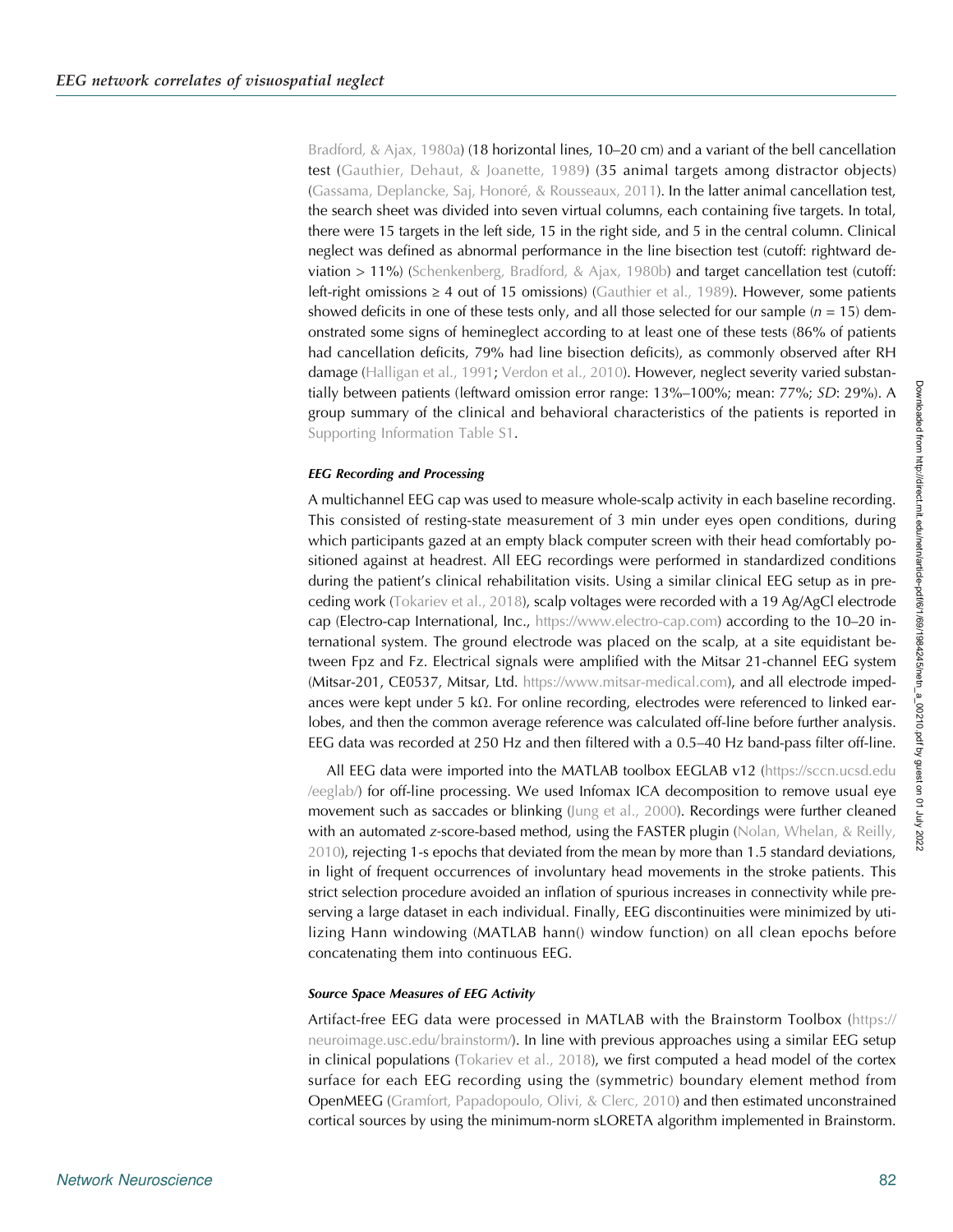Bradford, & Ajax, 1980a) (18 horizontal lines, 10–20 cm) and a variant of the bell cancellation test (Gauthier, Dehaut, & Joanette, 1989) (35 animal targets among distractor objects) (Gassama, Deplancke, Saj, Honoré, & Rousseaux, 2011). In the latter animal cancellation test, the search sheet was divided into seven virtual columns, each containing five targets. In total, there were 15 targets in the left side, 15 in the right side, and 5 in the central column. Clinical neglect was defined as abnormal performance in the line bisection test (cutoff: rightward deviation > 11%) (Schenkenberg, Bradford, & Ajax, 1980b) and target cancellation test (cutoff: left-right omissions ≥ 4 out of 15 omissions) (Gauthier et al., 1989). However, some patients showed deficits in one of these tests only, and all those selected for our sample ($n = 15$) demonstrated some signs of hemineglect according to at least one of these tests (86% of patients had cancellation deficits, 79% had line bisection deficits), as commonly observed after RH damage (Halligan et al., 1991; Verdon et al., 2010). However, neglect severity varied substantially between patients (leftward omission error range: 13%–100%; mean: 77%; *SD*: 29%). A group summary of the clinical and behavioral characteristics of the patients is reported in Supporting Information Table S1.

#### EEG Recording and Processing

A multichannel EEG cap was used to measure whole-scalp activity in each baseline recording. This consisted of resting-state measurement of 3 min under eyes open conditions, during which participants gazed at an empty black computer screen with their head comfortably positioned against at headrest. All EEG recordings were performed in standardized conditions during the patient's clinical rehabilitation visits. Using a similar clinical EEG setup as in preceding work (Tokariev et al., 2018), scalp voltages were recorded with a 19 Ag/AgCl electrode cap (Electro-cap International, Inc., https://www.electro-cap.com) according to the 10–20 international system. The ground electrode was placed on the scalp, at a site equidistant between Fpz and Fz. Electrical signals were amplified with the Mitsar 21-channel EEG system (Mitsar-201, CE0537, Mitsar, Ltd. https://www.mitsar-medical.com), and all electrode impedances were kept under 5 kΩ. For online recording, electrodes were referenced to linked earlobes, and then the common average reference was calculated off-line before further analysis. EEG data was recorded at 250 Hz and then filtered with a 0.5–40 Hz band-pass filter off-line.

All EEG data were imported into the MATLAB toolbox EEGLAB v12 (https://sccn.ucsd.edu/eeglab/) for off-line processing. We used Infomax ICA decomposition to remove usual eye movement such as saccades or blinking (Jung et al., 2000). Recordings were further cleaned with an automated $z$-score-based method, using the FASTER plugin (Nolan, Whelan, & Reilly, 2010), rejecting 1-s epochs that deviated from the mean by more than 1.5 standard deviations, in light of frequent occurrences of involuntary head movements in the stroke patients. This strict selection procedure avoided an inflation of spurious increases in connectivity while preserving a large dataset in each individual. Finally, EEG discontinuities were minimized by utilizing Hann windowing (MATLAB hann() window function) on all clean epochs before concatenating them into continuous EEG.

#### Source Space Measures of EEG Activity

Artifact-free EEG data were processed in MATLAB with the Brainstorm Toolbox (https://neuroimage.usc.edu/brainstorm/). In line with previous approaches using a similar EEG setup in clinical populations (Tokariev et al., 2018), we first computed a head model of the cortex surface for each EEG recording using the (symmetric) boundary element method from OpenMEEG (Gramfort, Papadopoulo, Olivi, & Clerc, 2010) and then estimated unconstrained cortical sources by using the minimum-norm sLORETA algorithm implemented in Brainstorm.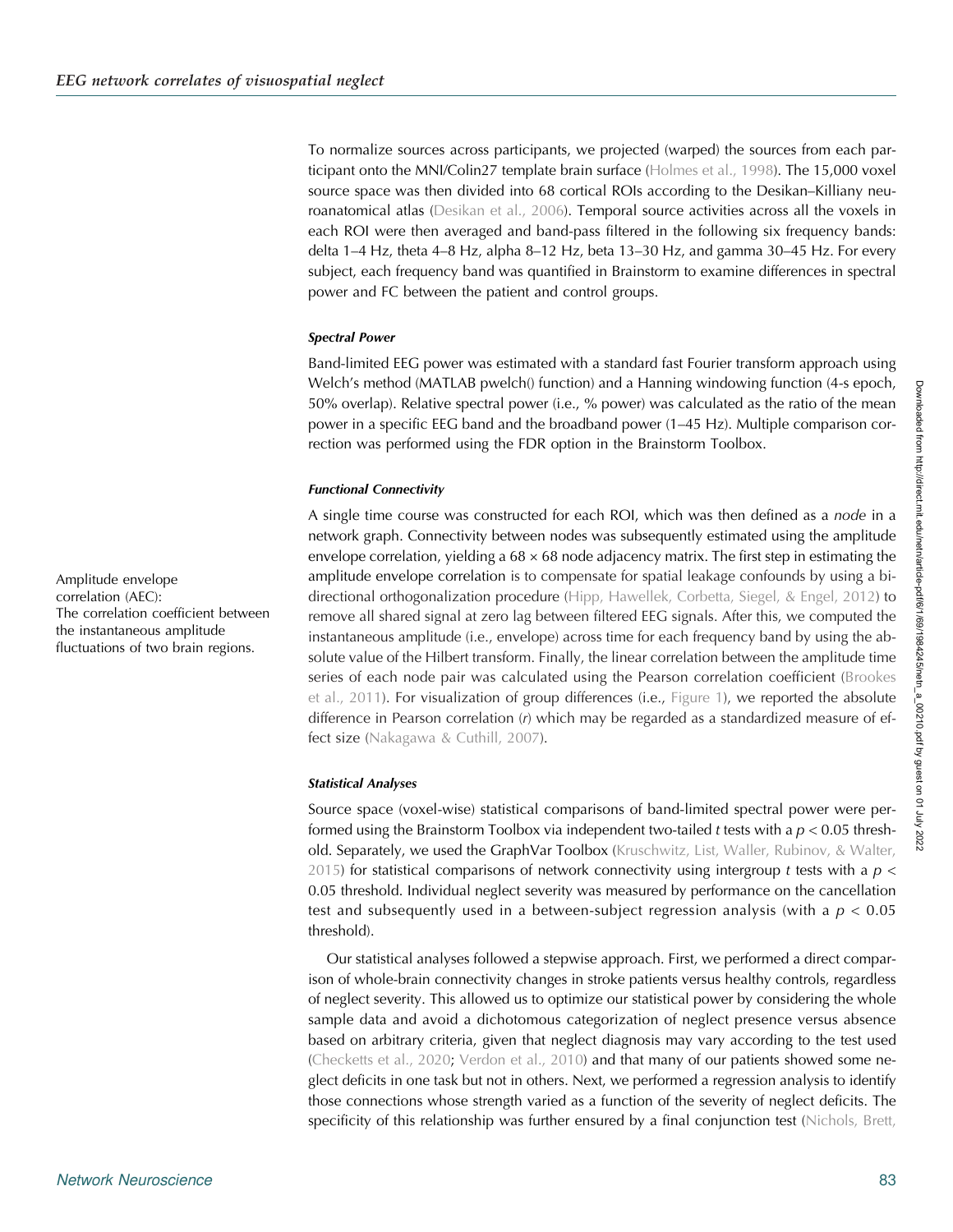To normalize sources across participants, we projected (warped) the sources from each participant onto the MNI/Colin27 template brain surface (Holmes et al., 1998). The 15,000 voxel source space was then divided into 68 cortical ROIs according to the Desikan–Killiany neuroanatomical atlas (Desikan et al., 2006). Temporal source activities across all the voxels in each ROI were then averaged and band-pass filtered in the following six frequency bands: delta 1–4 Hz, theta 4–8 Hz, alpha 8–12 Hz, beta 13–30 Hz, and gamma 30–45 Hz. For every subject, each frequency band was quantified in Brainstorm to examine differences in spectral power and FC between the patient and control groups.

#### *Spectral Power*

Band-limited EEG power was estimated with a standard fast Fourier transform approach using Welch's method (MATLAB pwelch() function) and a Hanning windowing function (4-s epoch, 50% overlap). Relative spectral power (i.e., % power) was calculated as the ratio of the mean power in a specific EEG band and the broadband power (1–45 Hz). Multiple comparison correction was performed using the FDR option in the Brainstorm Toolbox.

#### *Functional Connectivity*

Amplitude envelope correlation (AEC): The correlation coefficient between the instantaneous amplitude fluctuations of two brain regions.

A single time course was constructed for each ROI, which was then defined as a *node* in a network graph. Connectivity between nodes was subsequently estimated using the amplitude envelope correlation, yielding a 68 × 68 node adjacency matrix. The first step in estimating the amplitude envelope correlation is to compensate for spatial leakage confounds by using a bidirectional orthogonalization procedure (Hipp, Hawellek, Corbetta, Siegel, & Engel, 2012) to remove all shared signal at zero lag between filtered EEG signals. After this, we computed the instantaneous amplitude (i.e., envelope) across time for each frequency band by using the absolute value of the Hilbert transform. Finally, the linear correlation between the amplitude time series of each node pair was calculated using the Pearson correlation coefficient (Brookes et al., 2011). For visualization of group differences (i.e., Figure 1), we reported the absolute difference in Pearson correlation ($r$) which may be regarded as a standardized measure of effect size (Nakagawa & Cuthill, 2007).

#### *Statistical Analyses*

Source space (voxel-wise) statistical comparisons of band-limited spectral power were performed using the Brainstorm Toolbox via independent two-tailed $t$ tests with a $p < 0.05$ threshold. Separately, we used the GraphVar Toolbox (Kruschwitz, List, Waller, Rubinov, & Walter, 2015) for statistical comparisons of network connectivity using intergroup $t$ tests with a $p < 0.05$ threshold. Individual neglect severity was measured by performance on the cancellation test and subsequently used in a between-subject regression analysis (with a $p < 0.05$ threshold).

Our statistical analyses followed a stepwise approach. First, we performed a direct comparison of whole-brain connectivity changes in stroke patients versus healthy controls, regardless of neglect severity. This allowed us to optimize our statistical power by considering the whole sample data and avoid a dichotomous categorization of neglect presence versus absence based on arbitrary criteria, given that neglect diagnosis may vary according to the test used (Checketts et al., 2020; Verdon et al., 2010) and that many of our patients showed some neglect deficits in one task but not in others. Next, we performed a regression analysis to identify those connections whose strength varied as a function of the severity of neglect deficits. The specificity of this relationship was further ensured by a final conjunction test (Nichols, Brett,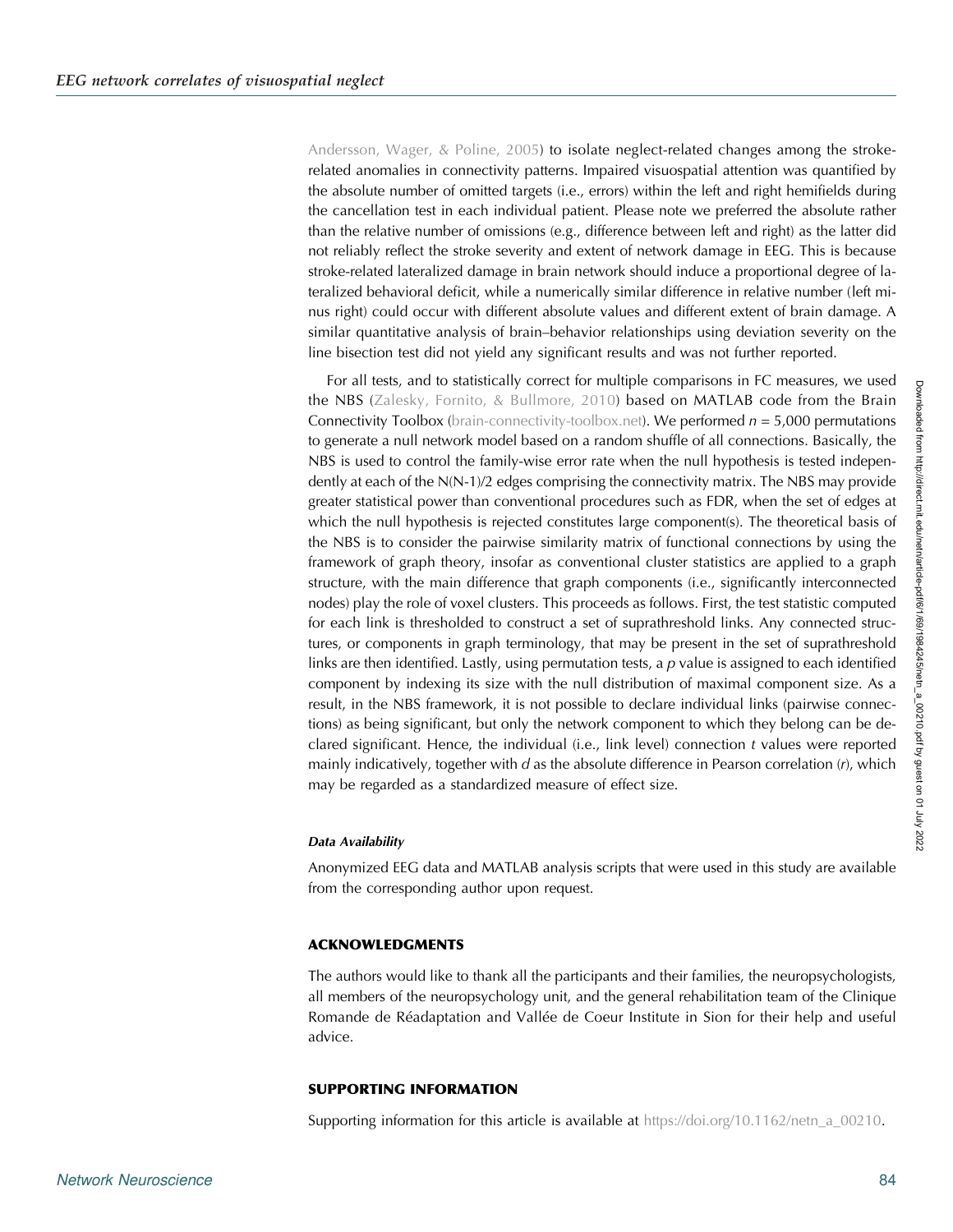Andersson, Wager, & Poline, 2005) to isolate neglect-related changes among the stroke-related anomalies in connectivity patterns. Impaired visuospatial attention was quantified by the absolute number of omitted targets (i.e., errors) within the left and right hemifields during the cancellation test in each individual patient. Please note we preferred the absolute rather than the relative number of omissions (e.g., difference between left and right) as the latter did not reliably reflect the stroke severity and extent of network damage in EEG. This is because stroke-related lateralized damage in brain network should induce a proportional degree of lateralized behavioral deficit, while a numerically similar difference in relative number (left minus right) could occur with different absolute values and different extent of brain damage. A similar quantitative analysis of brain–behavior relationships using deviation severity on the line bisection test did not yield any significant results and was not further reported.

For all tests, and to statistically correct for multiple comparisons in FC measures, we used the NBS (Zalesky, Fornito, & Bullmore, 2010) based on MATLAB code from the Brain Connectivity Toolbox (brain-connectivity-toolbox.net). We performed $n = 5{,}000$ permutations to generate a null network model based on a random shuffle of all connections. Basically, the NBS is used to control the family-wise error rate when the null hypothesis is tested independently at each of the $N(N-1)/2$ edges comprising the connectivity matrix. The NBS may provide greater statistical power than conventional procedures such as FDR, when the set of edges at which the null hypothesis is rejected constitutes large component(s). The theoretical basis of the NBS is to consider the pairwise similarity matrix of functional connections by using the framework of graph theory, insofar as conventional cluster statistics are applied to a graph structure, with the main difference that graph components (i.e., significantly interconnected nodes) play the role of voxel clusters. This proceeds as follows. First, the test statistic computed for each link is thresholded to construct a set of suprathreshold links. Any connected structures, or components in graph terminology, that may be present in the set of suprathreshold links are then identified. Lastly, using permutation tests, a $p$ value is assigned to each identified component by indexing its size with the null distribution of maximal component size. As a result, in the NBS framework, it is not possible to declare individual links (pairwise connections) as being significant, but only the network component to which they belong can be declared significant. Hence, the individual (i.e., link level) connection $t$ values were reported mainly indicatively, together with $d$ as the absolute difference in Pearson correlation ($r$), which may be regarded as a standardized measure of effect size.

#### *Data Availability*

Anonymized EEG data and MATLAB analysis scripts that were used in this study are available from the corresponding author upon request.

## ACKNOWLEDGMENTS

The authors would like to thank all the participants and their families, the neuropsychologists, all members of the neuropsychology unit, and the general rehabilitation team of the Clinique Romande de Réadaptation and Vallée de Coeur Institute in Sion for their help and useful advice.

## SUPPORTING INFORMATION

Supporting information for this article is available at https://doi.org/10.1162/netn_a_00210.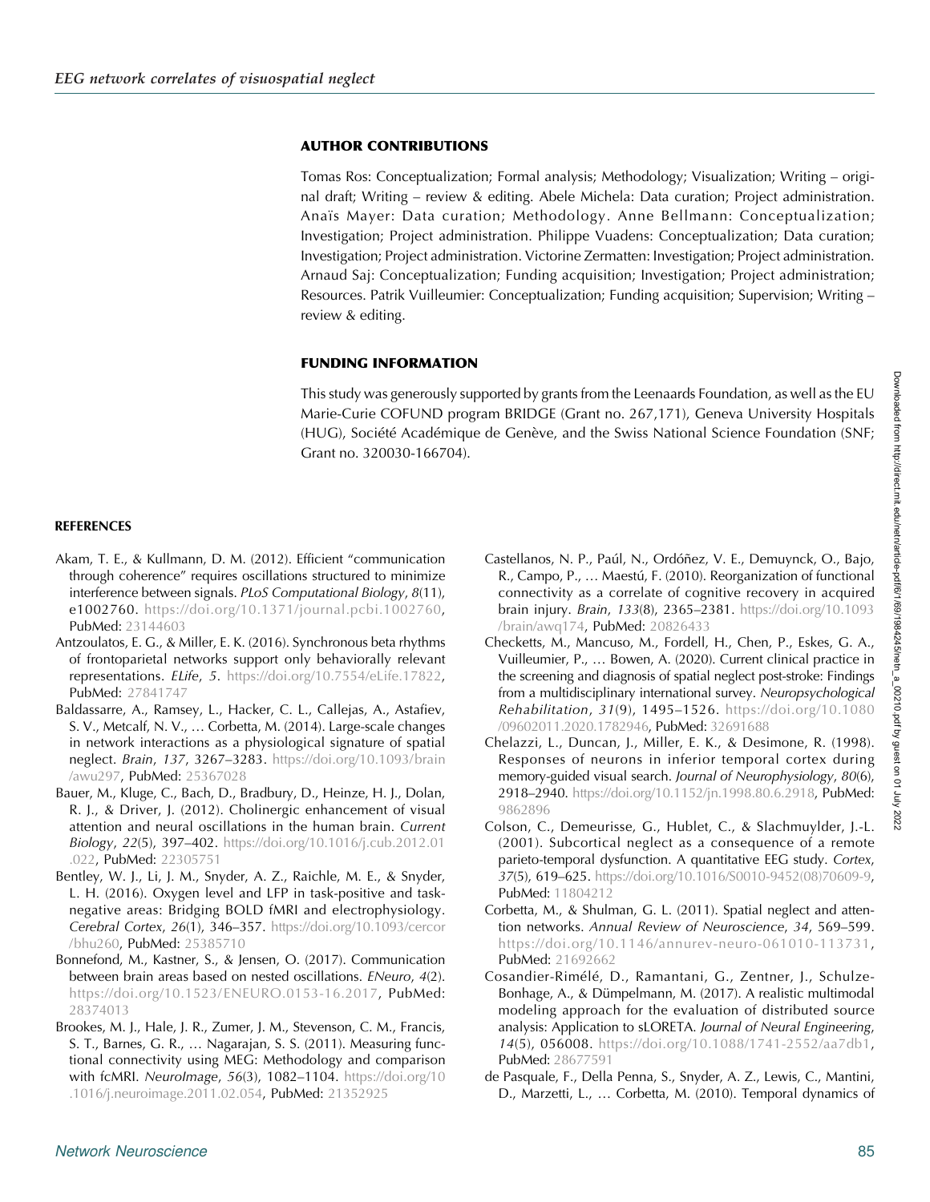## AUTHOR CONTRIBUTIONS

Tomas Ros: Conceptualization; Formal analysis; Methodology; Visualization; Writing – original draft; Writing – review & editing. Abele Michela: Data curation; Project administration. Anaïs Mayer: Data curation; Methodology. Anne Bellmann: Conceptualization; Investigation; Project administration. Philippe Vuadens: Conceptualization; Data curation; Investigation; Project administration. Victorine Zermatten: Investigation; Project administration. Arnaud Saj: Conceptualization; Funding acquisition; Investigation; Project administration; Resources. Patrik Vuilleumier: Conceptualization; Funding acquisition; Supervision; Writing – review & editing.

## FUNDING INFORMATION

This study was generously supported by grants from the Leenaards Foundation, as well as the EU Marie-Curie COFUND program BRIDGE (Grant no. 267,171), Geneva University Hospitals (HUG), Société Académique de Genève, and the Swiss National Science Foundation (SNF; Grant no. 320030-166704).

## REFERENCES

Akam, T. E., & Kullmann, D. M. (2012). Efficient "communication through coherence" requires oscillations structured to minimize interference between signals. *PLoS Computational Biology*, *8*(11), e1002760. https://doi.org/10.1371/journal.pcbi.1002760, PubMed: 23144603

Antzoulatos, E. G., & Miller, E. K. (2016). Synchronous beta rhythms of frontoparietal networks support only behaviorally relevant representations. *ELife*, *5*. https://doi.org/10.7554/eLife.17822, PubMed: 27841747

Baldassarre, A., Ramsey, L., Hacker, C. L., Callejas, A., Astafiev, S. V., Metcalf, N. V., … Corbetta, M. (2014). Large-scale changes in network interactions as a physiological signature of spatial neglect. *Brain*, *137*, 3267–3283. https://doi.org/10.1093/brain/awu297, PubMed: 25367028

Bauer, M., Kluge, C., Bach, D., Bradbury, D., Heinze, H. J., Dolan, R. J., & Driver, J. (2012). Cholinergic enhancement of visual attention and neural oscillations in the human brain. *Current Biology*, *22*(5), 397–402. https://doi.org/10.1016/j.cub.2012.01.022, PubMed: 22305751

Bentley, W. J., Li, J. M., Snyder, A. Z., Raichle, M. E., & Snyder, L. H. (2016). Oxygen level and LFP in task-positive and task-negative areas: Bridging BOLD fMRI and electrophysiology. *Cerebral Cortex*, *26*(1), 346–357. https://doi.org/10.1093/cercor/bhu260, PubMed: 25385710

Bonnefond, M., Kastner, S., & Jensen, O. (2017). Communication between brain areas based on nested oscillations. *ENeuro*, *4*(2). https://doi.org/10.1523/ENEURO.0153-16.2017, PubMed: 28374013

Brookes, M. J., Hale, J. R., Zumer, J. M., Stevenson, C. M., Francis, S. T., Barnes, G. R., … Nagarajan, S. S. (2011). Measuring functional connectivity using MEG: Methodology and comparison with fcMRI. *NeuroImage*, *56*(3), 1082–1104. https://doi.org/10.1016/j.neuroimage.2011.02.054, PubMed: 21352925

Castellanos, N. P., Paúl, N., Ordóñez, V. E., Demuynck, O., Bajo, R., Campo, P., … Maestú, F. (2010). Reorganization of functional connectivity as a correlate of cognitive recovery in acquired brain injury. *Brain*, *133*(8), 2365–2381. https://doi.org/10.1093/brain/awq174, PubMed: 20826433

Checketts, M., Mancuso, M., Fordell, H., Chen, P., Eskes, G. A., Vuilleumier, P., … Bowen, A. (2020). Current clinical practice in the screening and diagnosis of spatial neglect post-stroke: Findings from a multidisciplinary international survey. *Neuropsychological Rehabilitation*, *31*(9), 1495–1526. https://doi.org/10.1080/09602011.2020.1782946, PubMed: 32691688

Chelazzi, L., Duncan, J., Miller, E. K., & Desimone, R. (1998). Responses of neurons in inferior temporal cortex during memory-guided visual search. *Journal of Neurophysiology*, *80*(6), 2918–2940. https://doi.org/10.1152/jn.1998.80.6.2918, PubMed: 9862896

Colson, C., Demeurisse, G., Hublet, C., & Slachmuylder, J.-L. (2001). Subcortical neglect as a consequence of a remote parieto-temporal dysfunction. A quantitative EEG study. *Cortex*, *37*(5), 619–625. https://doi.org/10.1016/S0010-9452(08)70609-9, PubMed: 11804212

Corbetta, M., & Shulman, G. L. (2011). Spatial neglect and attention networks. *Annual Review of Neuroscience*, *34*, 569–599. https://doi.org/10.1146/annurev-neuro-061010-113731, PubMed: 21692662

Cosandier-Rimélé, D., Ramantani, G., Zentner, J., Schulze-Bonhage, A., & Dümpelmann, M. (2017). A realistic multimodal modeling approach for the evaluation of distributed source analysis: Application to sLORETA. *Journal of Neural Engineering*, *14*(5), 056008. https://doi.org/10.1088/1741-2552/aa7db1, PubMed: 28677591

de Pasquale, F., Della Penna, S., Snyder, A. Z., Lewis, C., Mantini, D., Marzetti, L., … Corbetta, M. (2010). Temporal dynamics of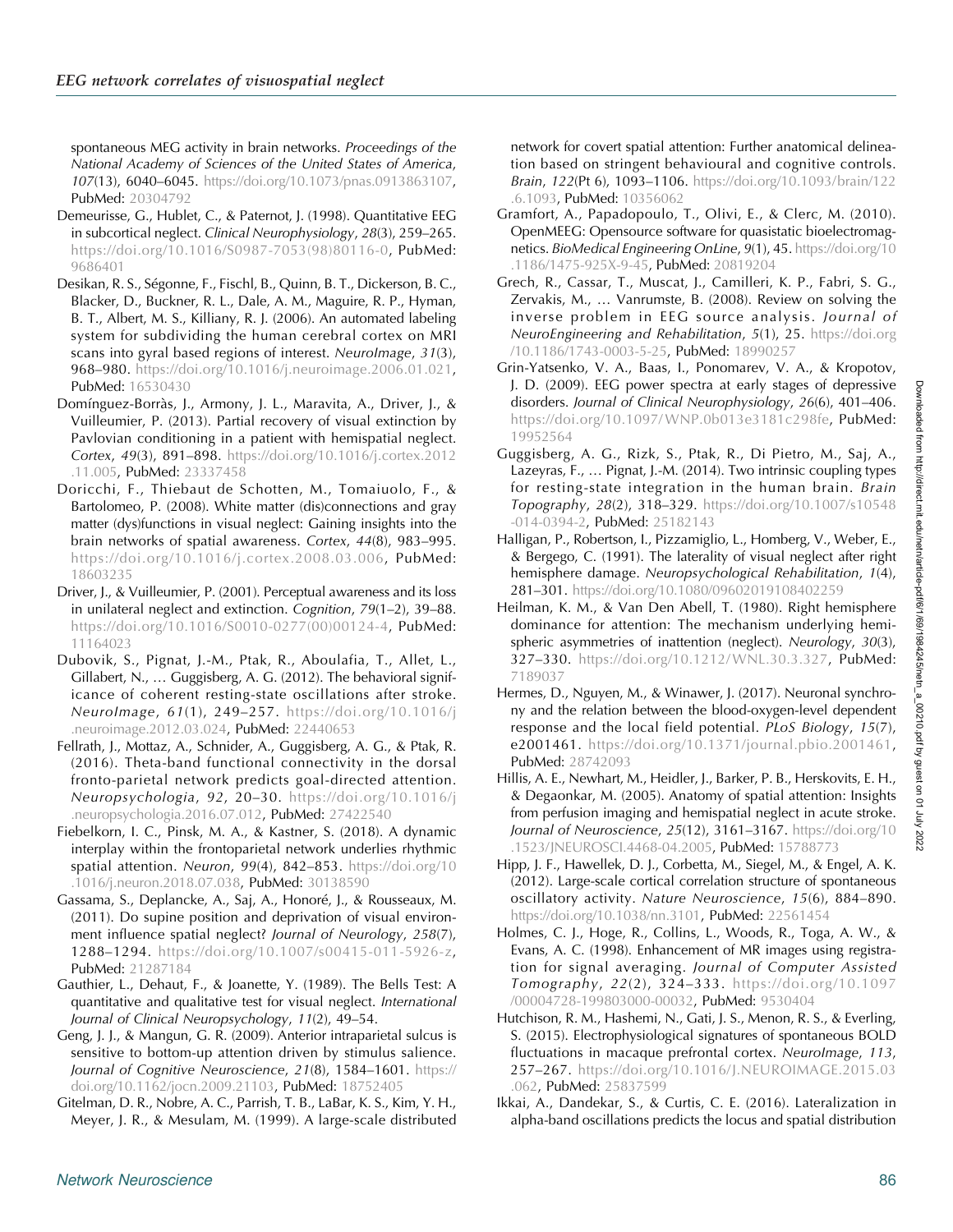spontaneous MEG activity in brain networks. *Proceedings of the National Academy of Sciences of the United States of America*, *107*(13), 6040–6045. https://doi.org/10.1073/pnas.0913863107, PubMed: 20304792

Demeurisse, G., Hublet, C., & Paternot, J. (1998). Quantitative EEG in subcortical neglect. *Clinical Neurophysiology*, *28*(3), 259–265. https://doi.org/10.1016/S0987-7053(98)80116-0, PubMed: 9686401

Desikan, R. S., Ségonne, F., Fischl, B., Quinn, B. T., Dickerson, B. C., Blacker, D., Buckner, R. L., Dale, A. M., Maguire, R. P., Hyman, B. T., Albert, M. S., Killiany, R. J. (2006). An automated labeling system for subdividing the human cerebral cortex on MRI scans into gyral based regions of interest. *NeuroImage*, *31*(3), 968–980. https://doi.org/10.1016/j.neuroimage.2006.01.021, PubMed: 16530430

Domínguez-Borràs, J., Armony, J. L., Maravita, A., Driver, J., & Vuilleumier, P. (2013). Partial recovery of visual extinction by Pavlovian conditioning in a patient with hemispatial neglect. *Cortex*, *49*(3), 891–898. https://doi.org/10.1016/j.cortex.2012.11.005, PubMed: 23337458

Doricchi, F., Thiebaut de Schotten, M., Tomaiuolo, F., & Bartolomeo, P. (2008). White matter (dis)connections and gray matter (dys)functions in visual neglect: Gaining insights into the brain networks of spatial awareness. *Cortex*, *44*(8), 983–995. https://doi.org/10.1016/j.cortex.2008.03.006, PubMed: 18603235

Driver, J., & Vuilleumier, P. (2001). Perceptual awareness and its loss in unilateral neglect and extinction. *Cognition*, *79*(1–2), 39–88. https://doi.org/10.1016/S0010-0277(00)00124-4, PubMed: 11164023

Dubovik, S., Pignat, J.-M., Ptak, R., Aboulafia, T., Allet, L., Gillabert, N., … Guggisberg, A. G. (2012). The behavioral significance of coherent resting-state oscillations after stroke. *NeuroImage*, *61*(1), 249–257. https://doi.org/10.1016/j.neuroimage.2012.03.024, PubMed: 22440653

Fellrath, J., Mottaz, A., Schnider, A., Guggisberg, A. G., & Ptak, R. (2016). Theta-band functional connectivity in the dorsal fronto-parietal network predicts goal-directed attention. *Neuropsychologia*, *92*, 20–30. https://doi.org/10.1016/j.neuropsychologia.2016.07.012, PubMed: 27422540

Fiebelkorn, I. C., Pinsk, M. A., & Kastner, S. (2018). A dynamic interplay within the frontoparietal network underlies rhythmic spatial attention. *Neuron*, *99*(4), 842–853. https://doi.org/10.1016/j.neuron.2018.07.038, PubMed: 30138590

Gassama, S., Deplancke, A., Saj, A., Honoré, J., & Rousseaux, M. (2011). Do supine position and deprivation of visual environment influence spatial neglect? *Journal of Neurology*, *258*(7), 1288–1294. https://doi.org/10.1007/s00415-011-5926-z, PubMed: 21287184

Gauthier, L., Dehaut, F., & Joanette, Y. (1989). The Bells Test: A quantitative and qualitative test for visual neglect. *International Journal of Clinical Neuropsychology*, *11*(2), 49–54.

Geng, J. J., & Mangun, G. R. (2009). Anterior intraparietal sulcus is sensitive to bottom-up attention driven by stimulus salience. *Journal of Cognitive Neuroscience*, *21*(8), 1584–1601. https://doi.org/10.1162/jocn.2009.21103, PubMed: 18752405

Gitelman, D. R., Nobre, A. C., Parrish, T. B., LaBar, K. S., Kim, Y. H., Meyer, J. R., & Mesulam, M. (1999). A large-scale distributed network for covert spatial attention: Further anatomical delineation based on stringent behavioural and cognitive controls. *Brain*, *122*(Pt 6), 1093–1106. https://doi.org/10.1093/brain/122.6.1093, PubMed: 10356062

Gramfort, A., Papadopoulo, T., Olivi, E., & Clerc, M. (2010). OpenMEEG: Opensource software for quasistatic bioelectromagnetics. *BioMedical Engineering OnLine*, *9*(1), 45. https://doi.org/10.1186/1475-925X-9-45, PubMed: 20819204

Grech, R., Cassar, T., Muscat, J., Camilleri, K. P., Fabri, S. G., Zervakis, M., … Vanrumste, B. (2008). Review on solving the inverse problem in EEG source analysis. *Journal of NeuroEngineering and Rehabilitation*, *5*(1), 25. https://doi.org/10.1186/1743-0003-5-25, PubMed: 18990257

Grin-Yatsenko, V. A., Baas, I., Ponomarev, V. A., & Kropotov, J. D. (2009). EEG power spectra at early stages of depressive disorders. *Journal of Clinical Neurophysiology*, *26*(6), 401–406. https://doi.org/10.1097/WNP.0b013e3181c298fe, PubMed: 19952564

Guggisberg, A. G., Rizk, S., Ptak, R., Di Pietro, M., Saj, A., Lazeyras, F., … Pignat, J.-M. (2014). Two intrinsic coupling types for resting-state integration in the human brain. *Brain Topography*, *28*(2), 318–329. https://doi.org/10.1007/s10548-014-0394-2, PubMed: 25182143

Halligan, P., Robertson, I., Pizzamiglio, L., Homberg, V., Weber, E., & Bergego, C. (1991). The laterality of visual neglect after right hemisphere damage. *Neuropsychological Rehabilitation*, *1*(4), 281–301. https://doi.org/10.1080/09602019108402259

Heilman, K. M., & Van Den Abell, T. (1980). Right hemisphere dominance for attention: The mechanism underlying hemispheric asymmetries of inattention (neglect). *Neurology*, *30*(3), 327–330. https://doi.org/10.1212/WNL.30.3.327, PubMed: 7189037

Hermes, D., Nguyen, M., & Winawer, J. (2017). Neuronal synchrony and the relation between the blood-oxygen-level dependent response and the local field potential. *PLoS Biology*, *15*(7), e2001461. https://doi.org/10.1371/journal.pbio.2001461, PubMed: 28742093

Hillis, A. E., Newhart, M., Heidler, J., Barker, P. B., Herskovits, E. H., & Degaonkar, M. (2005). Anatomy of spatial attention: Insights from perfusion imaging and hemispatial neglect in acute stroke. *Journal of Neuroscience*, *25*(12), 3161–3167. https://doi.org/10.1523/JNEUROSCI.4468-04.2005, PubMed: 15788773

Hipp, J. F., Hawellek, D. J., Corbetta, M., Siegel, M., & Engel, A. K. (2012). Large-scale cortical correlation structure of spontaneous oscillatory activity. *Nature Neuroscience*, *15*(6), 884–890. https://doi.org/10.1038/nn.3101, PubMed: 22561454

Holmes, C. J., Hoge, R., Collins, L., Woods, R., Toga, A. W., & Evans, A. C. (1998). Enhancement of MR images using registration for signal averaging. *Journal of Computer Assisted Tomography*, *22*(2), 324–333. https://doi.org/10.1097/00004728-199803000-00032, PubMed: 9530404

Hutchison, R. M., Hashemi, N., Gati, J. S., Menon, R. S., & Everling, S. (2015). Electrophysiological signatures of spontaneous BOLD fluctuations in macaque prefrontal cortex. *NeuroImage*, *113*, 257–267. https://doi.org/10.1016/J.NEUROIMAGE.2015.03.062, PubMed: 25837599

Ikkai, A., Dandekar, S., & Curtis, C. E. (2016). Lateralization in alpha-band oscillations predicts the locus and spatial distribution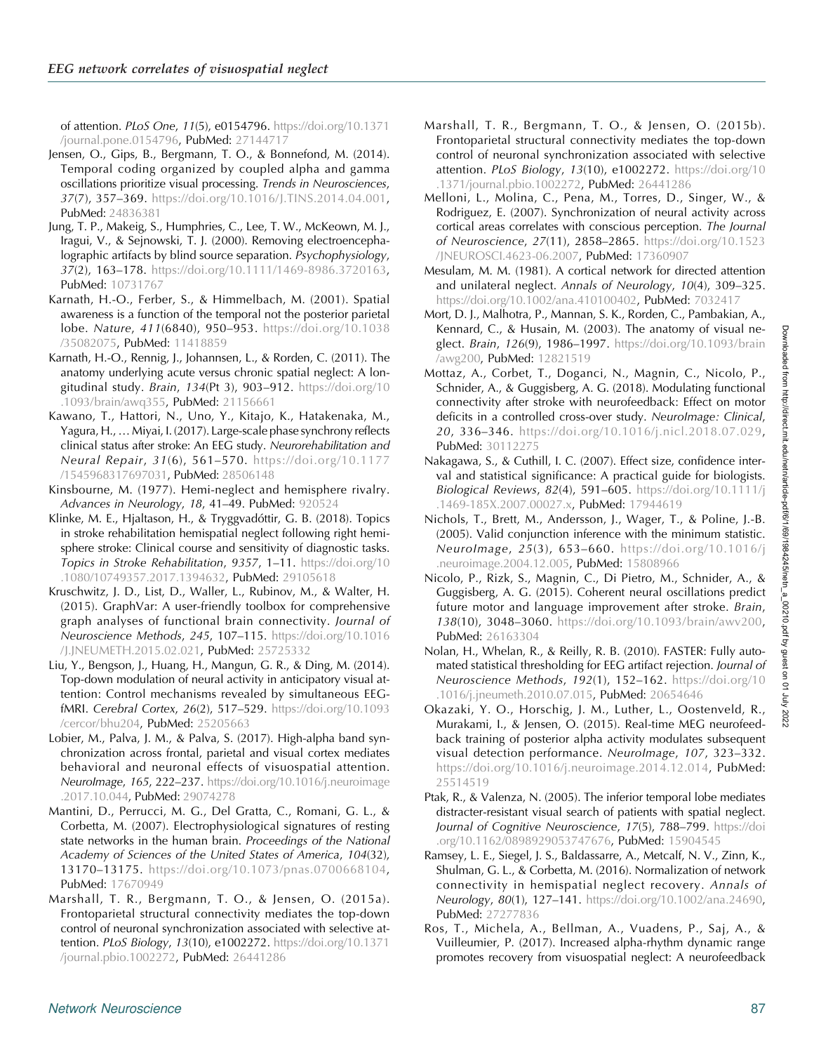of attention. *PLoS One*, *11*(5), e0154796. https://doi.org/10.1371/journal.pone.0154796, PubMed: 27144717

Jensen, O., Gips, B., Bergmann, T. O., & Bonnefond, M. (2014). Temporal coding organized by coupled alpha and gamma oscillations prioritize visual processing. *Trends in Neurosciences*, *37*(7), 357–369. https://doi.org/10.1016/J.TINS.2014.04.001, PubMed: 24836381

Jung, T. P., Makeig, S., Humphries, C., Lee, T. W., McKeown, M. J., Iragui, V., & Sejnowski, T. J. (2000). Removing electroencephalographic artifacts by blind source separation. *Psychophysiology*, *37*(2), 163–178. https://doi.org/10.1111/1469-8986.3720163, PubMed: 10731767

Karnath, H.-O., Ferber, S., & Himmelbach, M. (2001). Spatial awareness is a function of the temporal not the posterior parietal lobe. *Nature*, *411*(6840), 950–953. https://doi.org/10.1038/35082075, PubMed: 11418859

Karnath, H.-O., Rennig, J., Johannsen, L., & Rorden, C. (2011). The anatomy underlying acute versus chronic spatial neglect: A longitudinal study. *Brain*, *134*(Pt 3), 903–912. https://doi.org/10.1093/brain/awq355, PubMed: 21156661

Kawano, T., Hattori, N., Uno, Y., Kitajo, K., Hatakenaka, M., Yagura, H., … Miyai, I. (2017). Large-scale phase synchrony reflects clinical status after stroke: An EEG study. *Neurorehabilitation and Neural Repair*, *31*(6), 561–570. https://doi.org/10.1177/1545968317697031, PubMed: 28506148

Kinsbourne, M. (1977). Hemi-neglect and hemisphere rivalry. *Advances in Neurology*, *18*, 41–49. PubMed: 920524

Klinke, M. E., Hjaltason, H., & Tryggvadóttir, G. B. (2018). Topics in stroke rehabilitation hemispatial neglect following right hemisphere stroke: Clinical course and sensitivity of diagnostic tasks. *Topics in Stroke Rehabilitation*, *9357*, 1–11. https://doi.org/10.1080/10749357.2017.1394632, PubMed: 29105618

Kruschwitz, J. D., List, D., Waller, L., Rubinov, M., & Walter, H. (2015). GraphVar: A user-friendly toolbox for comprehensive graph analyses of functional brain connectivity. *Journal of Neuroscience Methods*, *245*, 107–115. https://doi.org/10.1016/J.JNEUMETH.2015.02.021, PubMed: 25725332

Liu, Y., Bengson, J., Huang, H., Mangun, G. R., & Ding, M. (2014). Top-down modulation of neural activity in anticipatory visual attention: Control mechanisms revealed by simultaneous EEG-fMRI. *Cerebral Cortex*, *26*(2), 517–529. https://doi.org/10.1093/cercor/bhu204, PubMed: 25205663

Lobier, M., Palva, J. M., & Palva, S. (2017). High-alpha band synchronization across frontal, parietal and visual cortex mediates behavioral and neuronal effects of visuospatial attention. *NeuroImage*, *165*, 222–237. https://doi.org/10.1016/j.neuroimage.2017.10.044, PubMed: 29074278

Mantini, D., Perrucci, M. G., Del Gratta, C., Romani, G. L., & Corbetta, M. (2007). Electrophysiological signatures of resting state networks in the human brain. *Proceedings of the National Academy of Sciences of the United States of America*, *104*(32), 13170–13175. https://doi.org/10.1073/pnas.0700668104, PubMed: 17670949

Marshall, T. R., Bergmann, T. O., & Jensen, O. (2015a). Frontoparietal structural connectivity mediates the top-down control of neuronal synchronization associated with selective attention. *PLoS Biology*, *13*(10), e1002272. https://doi.org/10.1371/journal.pbio.1002272, PubMed: 26441286

Marshall, T. R., Bergmann, T. O., & Jensen, O. (2015b). Frontoparietal structural connectivity mediates the top-down control of neuronal synchronization associated with selective attention. *PLoS Biology*, *13*(10), e1002272. https://doi.org/10.1371/journal.pbio.1002272, PubMed: 26441286

Melloni, L., Molina, C., Pena, M., Torres, D., Singer, W., & Rodriguez, E. (2007). Synchronization of neural activity across cortical areas correlates with conscious perception. *The Journal of Neuroscience*, *27*(11), 2858–2865. https://doi.org/10.1523/JNEUROSCI.4623-06.2007, PubMed: 17360907

Mesulam, M. M. (1981). A cortical network for directed attention and unilateral neglect. *Annals of Neurology*, *10*(4), 309–325. https://doi.org/10.1002/ana.410100402, PubMed: 7032417

Mort, D. J., Malhotra, P., Mannan, S. K., Rorden, C., Pambakian, A., Kennard, C., & Husain, M. (2003). The anatomy of visual neglect. *Brain*, *126*(9), 1986–1997. https://doi.org/10.1093/brain/awg200, PubMed: 12821519

Mottaz, A., Corbet, T., Doganci, N., Magnin, C., Nicolo, P., Schnider, A., & Guggisberg, A. G. (2018). Modulating functional connectivity after stroke with neurofeedback: Effect on motor deficits in a controlled cross-over study. *NeuroImage: Clinical*, *20*, 336–346. https://doi.org/10.1016/j.nicl.2018.07.029, PubMed: 30112275

Nakagawa, S., & Cuthill, I. C. (2007). Effect size, confidence interval and statistical significance: A practical guide for biologists. *Biological Reviews*, *82*(4), 591–605. https://doi.org/10.1111/j.1469-185X.2007.00027.x, PubMed: 17944619

Nichols, T., Brett, M., Andersson, J., Wager, T., & Poline, J.-B. (2005). Valid conjunction inference with the minimum statistic. *NeuroImage*, *25*(3), 653–660. https://doi.org/10.1016/j.neuroimage.2004.12.005, PubMed: 15808966

Nicolo, P., Rizk, S., Magnin, C., Di Pietro, M., Schnider, A., & Guggisberg, A. G. (2015). Coherent neural oscillations predict future motor and language improvement after stroke. *Brain*, *138*(10), 3048–3060. https://doi.org/10.1093/brain/awv200, PubMed: 26163304

Nolan, H., Whelan, R., & Reilly, R. B. (2010). FASTER: Fully automated statistical thresholding for EEG artifact rejection. *Journal of Neuroscience Methods*, *192*(1), 152–162. https://doi.org/10.1016/j.jneumeth.2010.07.015, PubMed: 20654646

Okazaki, Y. O., Horschig, J. M., Luther, L., Oostenveld, R., Murakami, I., & Jensen, O. (2015). Real-time MEG neurofeedback training of posterior alpha activity modulates subsequent visual detection performance. *NeuroImage*, *107*, 323–332. https://doi.org/10.1016/j.neuroimage.2014.12.014, PubMed: 25514519

Ptak, R., & Valenza, N. (2005). The inferior temporal lobe mediates distracter-resistant visual search of patients with spatial neglect. *Journal of Cognitive Neuroscience*, *17*(5), 788–799. https://doi.org/10.1162/0898929053747676, PubMed: 15904545

Ramsey, L. E., Siegel, J. S., Baldassarre, A., Metcalf, N. V., Zinn, K., Shulman, G. L., & Corbetta, M. (2016). Normalization of network connectivity in hemispatial neglect recovery. *Annals of Neurology*, *80*(1), 127–141. https://doi.org/10.1002/ana.24690, PubMed: 27277836

Ros, T., Michela, A., Bellman, A., Vuadens, P., Saj, A., & Vuilleumier, P. (2017). Increased alpha-rhythm dynamic range promotes recovery from visuospatial neglect: A neurofeedback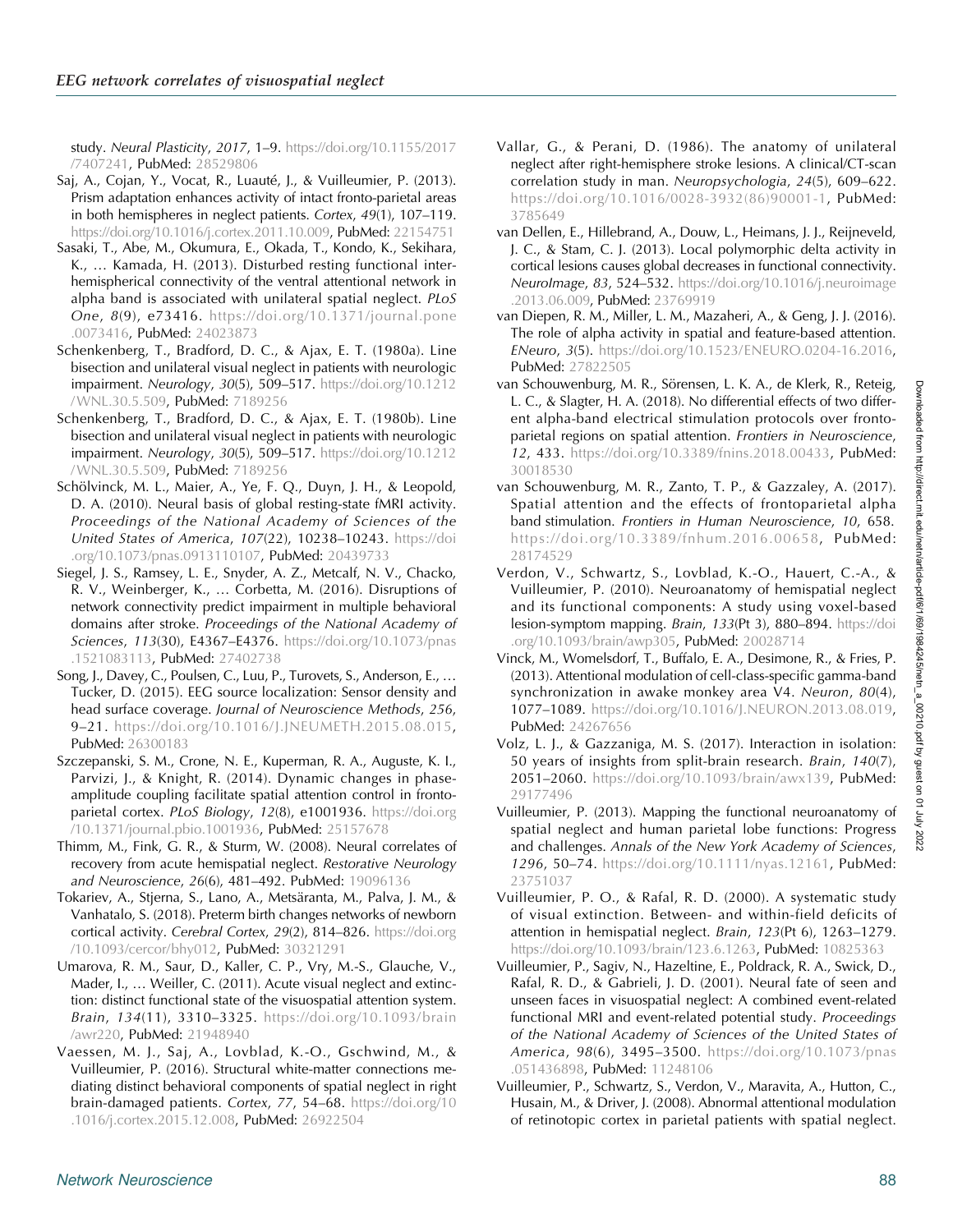study. *Neural Plasticity*, *2017*, 1–9. https://doi.org/10.1155/2017/7407241, PubMed: 28529806

Saj, A., Cojan, Y., Vocat, R., Luauté, J., & Vuilleumier, P. (2013). Prism adaptation enhances activity of intact fronto-parietal areas in both hemispheres in neglect patients. *Cortex*, *49*(1), 107–119. https://doi.org/10.1016/j.cortex.2011.10.009, PubMed: 22154751

Sasaki, T., Abe, M., Okumura, E., Okada, T., Kondo, K., Sekihara, K., … Kamada, H. (2013). Disturbed resting functional inter-hemispherical connectivity of the ventral attentional network in alpha band is associated with unilateral spatial neglect. *PLoS One*, *8*(9), e73416. https://doi.org/10.1371/journal.pone.0073416, PubMed: 24023873

Schenkenberg, T., Bradford, D. C., & Ajax, E. T. (1980a). Line bisection and unilateral visual neglect in patients with neurologic impairment. *Neurology*, *30*(5), 509–517. https://doi.org/10.1212/WNL.30.5.509, PubMed: 7189256

Schenkenberg, T., Bradford, D. C., & Ajax, E. T. (1980b). Line bisection and unilateral visual neglect in patients with neurologic impairment. *Neurology*, *30*(5), 509–517. https://doi.org/10.1212/WNL.30.5.509, PubMed: 7189256

Schölvinck, M. L., Maier, A., Ye, F. Q., Duyn, J. H., & Leopold, D. A. (2010). Neural basis of global resting-state fMRI activity. *Proceedings of the National Academy of Sciences of the United States of America*, *107*(22), 10238–10243. https://doi.org/10.1073/pnas.0913110107, PubMed: 20439733

Siegel, J. S., Ramsey, L. E., Snyder, A. Z., Metcalf, N. V., Chacko, R. V., Weinberger, K., … Corbetta, M. (2016). Disruptions of network connectivity predict impairment in multiple behavioral domains after stroke. *Proceedings of the National Academy of Sciences*, *113*(30), E4367–E4376. https://doi.org/10.1073/pnas.1521083113, PubMed: 27402738

Song, J., Davey, C., Poulsen, C., Luu, P., Turovets, S., Anderson, E., … Tucker, D. (2015). EEG source localization: Sensor density and head surface coverage. *Journal of Neuroscience Methods*, *256*, 9–21. https://doi.org/10.1016/J.JNEUMETH.2015.08.015, PubMed: 26300183

Szczepanski, S. M., Crone, N. E., Kuperman, R. A., Auguste, K. I., Parvizi, J., & Knight, R. (2014). Dynamic changes in phase-amplitude coupling facilitate spatial attention control in fronto-parietal cortex. *PLoS Biology*, *12*(8), e1001936. https://doi.org/10.1371/journal.pbio.1001936, PubMed: 25157678

Thimm, M., Fink, G. R., & Sturm, W. (2008). Neural correlates of recovery from acute hemispatial neglect. *Restorative Neurology and Neuroscience*, *26*(6), 481–492. PubMed: 19096136

Tokariev, A., Stjerna, S., Lano, A., Metsäranta, M., Palva, J. M., & Vanhatalo, S. (2018). Preterm birth changes networks of newborn cortical activity. *Cerebral Cortex*, *29*(2), 814–826. https://doi.org/10.1093/cercor/bhy012, PubMed: 30321291

Umarova, R. M., Saur, D., Kaller, C. P., Vry, M.-S., Glauche, V., Mader, I., … Weiller, C. (2011). Acute visual neglect and extinction: distinct functional state of the visuospatial attention system. *Brain*, *134*(11), 3310–3325. https://doi.org/10.1093/brain/awr220, PubMed: 21948940

Vaessen, M. J., Saj, A., Lovblad, K.-O., Gschwind, M., & Vuilleumier, P. (2016). Structural white-matter connections mediating distinct behavioral components of spatial neglect in right brain-damaged patients. *Cortex*, *77*, 54–68. https://doi.org/10.1016/j.cortex.2015.12.008, PubMed: 26922504

Vallar, G., & Perani, D. (1986). The anatomy of unilateral neglect after right-hemisphere stroke lesions. A clinical/CT-scan correlation study in man. *Neuropsychologia*, *24*(5), 609–622. https://doi.org/10.1016/0028-3932(86)90001-1, PubMed: 3785649

van Dellen, E., Hillebrand, A., Douw, L., Heimans, J. J., Reijneveld, J. C., & Stam, C. J. (2013). Local polymorphic delta activity in cortical lesions causes global decreases in functional connectivity. *NeuroImage*, *83*, 524–532. https://doi.org/10.1016/j.neuroimage.2013.06.009, PubMed: 23769919

van Diepen, R. M., Miller, L. M., Mazaheri, A., & Geng, J. J. (2016). The role of alpha activity in spatial and feature-based attention. *ENeuro*, *3*(5). https://doi.org/10.1523/ENEURO.0204-16.2016, PubMed: 27822505

van Schouwenburg, M. R., Sörensen, L. K. A., de Klerk, R., Reteig, L. C., & Slagter, H. A. (2018). No differential effects of two different alpha-band electrical stimulation protocols over fronto-parietal regions on spatial attention. *Frontiers in Neuroscience*, *12*, 433. https://doi.org/10.3389/fnins.2018.00433, PubMed: 30018530

van Schouwenburg, M. R., Zanto, T. P., & Gazzaley, A. (2017). Spatial attention and the effects of frontoparietal alpha band stimulation. *Frontiers in Human Neuroscience*, *10*, 658. https://doi.org/10.3389/fnhum.2016.00658, PubMed: 28174529

Verdon, V., Schwartz, S., Lovblad, K.-O., Hauert, C.-A., & Vuilleumier, P. (2010). Neuroanatomy of hemispatial neglect and its functional components: A study using voxel-based lesion-symptom mapping. *Brain*, *133*(Pt 3), 880–894. https://doi.org/10.1093/brain/awp305, PubMed: 20028714

Vinck, M., Womelsdorf, T., Buffalo, E. A., Desimone, R., & Fries, P. (2013). Attentional modulation of cell-class-specific gamma-band synchronization in awake monkey area V4. *Neuron*, *80*(4), 1077–1089. https://doi.org/10.1016/J.NEURON.2013.08.019, PubMed: 24267656

Volz, L. J., & Gazzaniga, M. S. (2017). Interaction in isolation: 50 years of insights from split-brain research. *Brain*, *140*(7), 2051–2060. https://doi.org/10.1093/brain/awx139, PubMed: 29177496

Vuilleumier, P. (2013). Mapping the functional neuroanatomy of spatial neglect and human parietal lobe functions: Progress and challenges. *Annals of the New York Academy of Sciences*, *1296*, 50–74. https://doi.org/10.1111/nyas.12161, PubMed: 23751037

Vuilleumier, P. O., & Rafal, R. D. (2000). A systematic study of visual extinction. Between- and within-field deficits of attention in hemispatial neglect. *Brain*, *123*(Pt 6), 1263–1279. https://doi.org/10.1093/brain/123.6.1263, PubMed: 10825363

Vuilleumier, P., Sagiv, N., Hazeltine, E., Poldrack, R. A., Swick, D., Rafal, R. D., & Gabrieli, J. D. (2001). Neural fate of seen and unseen faces in visuospatial neglect: A combined event-related functional MRI and event-related potential study. *Proceedings of the National Academy of Sciences of the United States of America*, *98*(6), 3495–3500. https://doi.org/10.1073/pnas.051436898, PubMed: 11248106

Vuilleumier, P., Schwartz, S., Verdon, V., Maravita, A., Hutton, C., Husain, M., & Driver, J. (2008). Abnormal attentional modulation of retinotopic cortex in parietal patients with spatial neglect.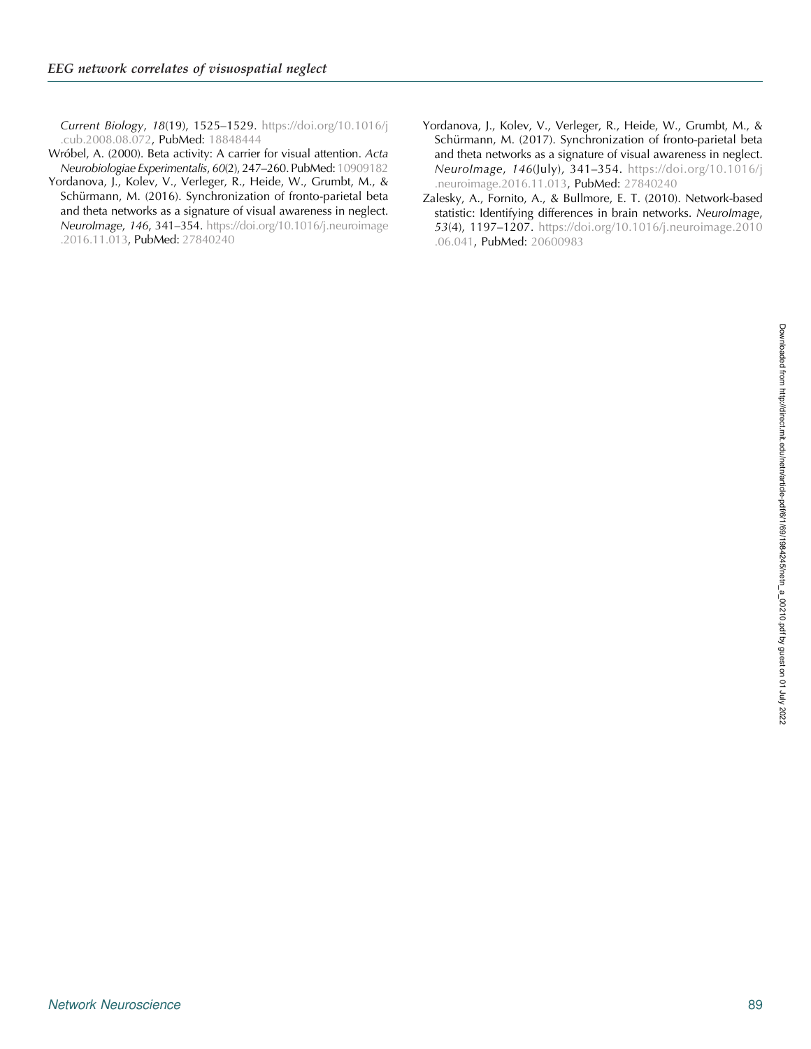*Current Biology*, *18*(19), 1525–1529. https://doi.org/10.1016/j.cub.2008.08.072, PubMed: 18848444

Wróbel, A. (2000). Beta activity: A carrier for visual attention. *Acta Neurobiologiae Experimentalis*, *60*(2), 247–260. PubMed: 10909182

Yordanova, J., Kolev, V., Verleger, R., Heide, W., Grumbt, M., & Schürmann, M. (2016). Synchronization of fronto-parietal beta and theta networks as a signature of visual awareness in neglect. *NeuroImage*, *146*, 341–354. https://doi.org/10.1016/j.neuroimage.2016.11.013, PubMed: 27840240

Yordanova, J., Kolev, V., Verleger, R., Heide, W., Grumbt, M., & Schürmann, M. (2017). Synchronization of fronto-parietal beta and theta networks as a signature of visual awareness in neglect. *NeuroImage*, *146*(July), 341–354. https://doi.org/10.1016/j.neuroimage.2016.11.013, PubMed: 27840240

Zalesky, A., Fornito, A., & Bullmore, E. T. (2010). Network-based statistic: Identifying differences in brain networks. *NeuroImage*, *53*(4), 1197–1207. https://doi.org/10.1016/j.neuroimage.2010.06.041, PubMed: 20600983